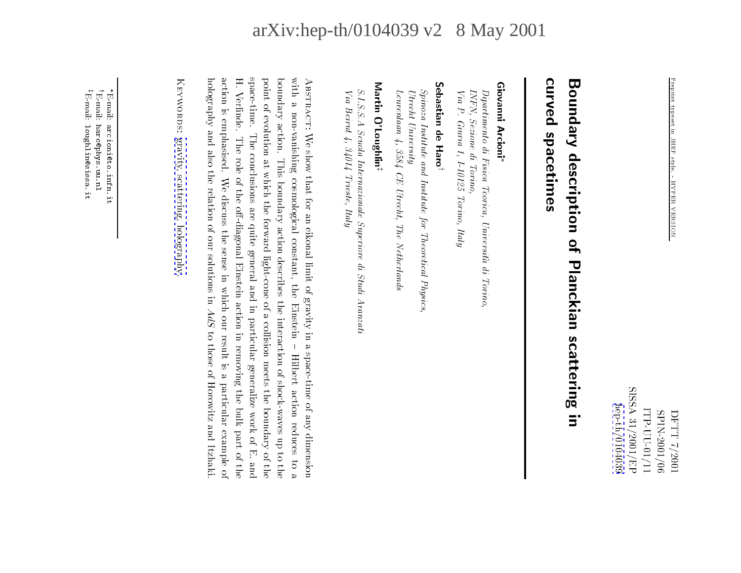Preprint typeset in JHEP style. - HYPER VERSION

DFTT 7/2001
SPIN-2001/06
ITP-UU-01/11
SISSA 31/2001/EP
hep-th/0104039

# Boundary description of Planckian scattering in curved spacetimes

**Giovanni Arcioni***

*Dipartimento di Fisica Teorica, Università di Torino,*
*INFN, Sezione di Torino,*
*Via P. Giuria 1, I-10125 Torino, Italy*

**Sebastian de Haro**†

*Spinoza Institute and Institute for Theoretical Physics,*
*Utrecht University*
*Leuvenlaan 4, 3584 CE Utrecht, The Netherlands*

**Martin O'Loughlin**‡

*S.I.S.S.A Scuola Internazionale Superiore di Studi Avanzati*
*Via Beirut 4, 34014 Trieste, Italy*

Abstract: We show that for an eikonal limit of gravity in a space-time of any dimension with a non-vanishing cosmological constant, the Einstein – Hilbert action reduces to a boundary action. This boundary action describes the interaction of shock-waves up to the point of evolution at which the forward light-cone of a collision meets the boundary of the space-time. The conclusions are quite general and in particular generalize work of E. and H. Verlinde. The role of the off-diagonal Einstein action in removing the bulk part of the action is emphasised. We discuss the sense in which our result is a particular example of holography and also the relation of our solutions in $AdS$ to those of Horowitz and Itzhaki.

Keywords: gravity, scattering, holography.

*E-mail: arcioni@to.infn.it
†E-mail: haro@phys.uu.nl
‡E-mail: loughlin@sissa.it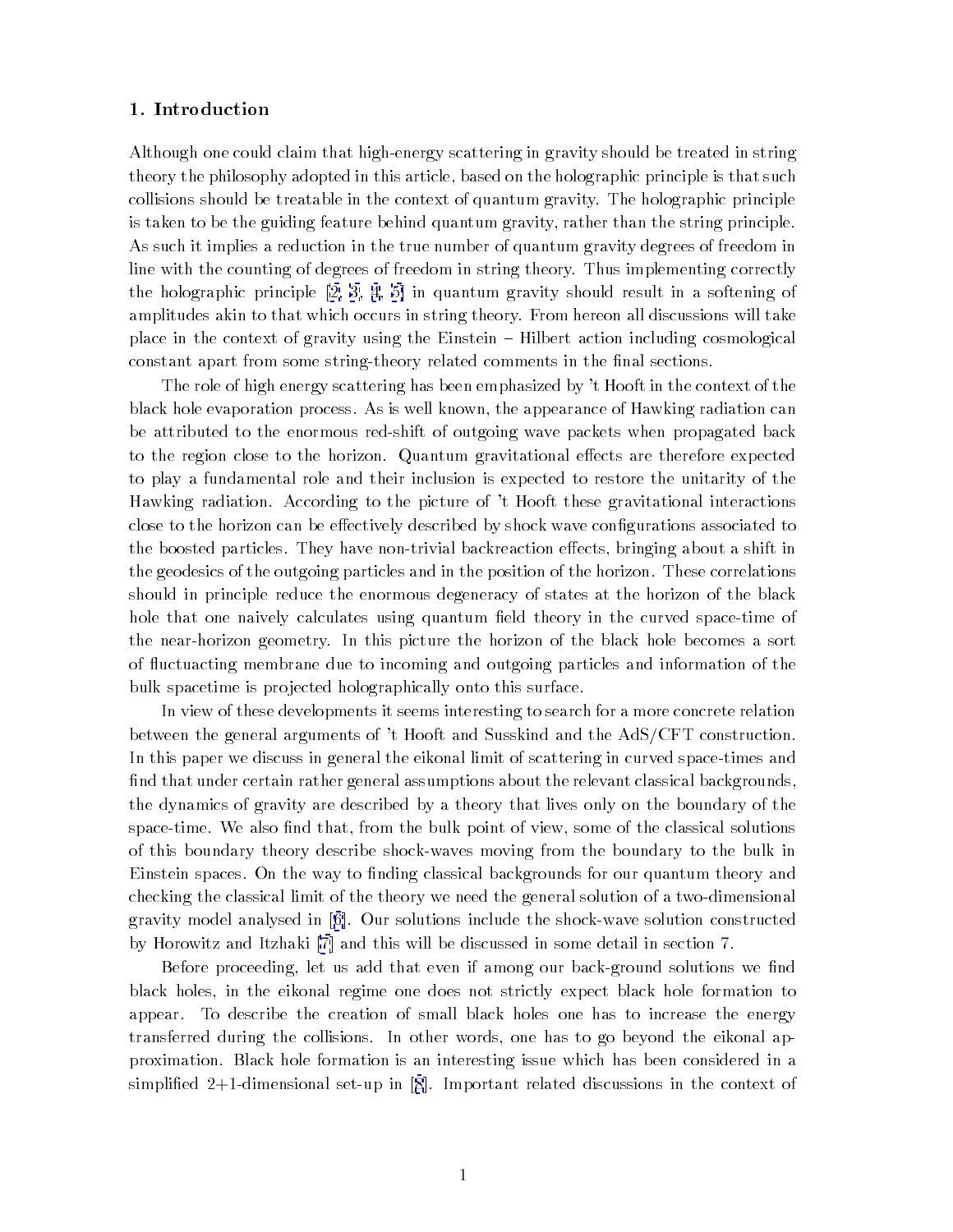## 1. Introduction

Although one could claim that high-energy scattering in gravity should be treated in string theory the philosophy adopted in this article, based on the holographic principle is that such collisions should be treatable in the context of quantum gravity. The holographic principle is taken to be the guiding feature behind quantum gravity, rather than the string principle. As such it implies a reduction in the true number of quantum gravity degrees of freedom in line with the counting of degrees of freedom in string theory. Thus implementing correctly the holographic principle [2, 3, 4, 5] in quantum gravity should result in a softening of amplitudes akin to that which occurs in string theory. From hereon all discussions will take place in the context of gravity using the Einstein – Hilbert action including cosmological constant apart from some string-theory related comments in the final sections.

The role of high energy scattering has been emphasized by 't Hooft in the context of the black hole evaporation process. As is well known, the appearance of Hawking radiation can be attributed to the enormous red-shift of outgoing wave packets when propagated back to the region close to the horizon. Quantum gravitational effects are therefore expected to play a fundamental role and their inclusion is expected to restore the unitarity of the Hawking radiation. According to the picture of 't Hooft these gravitational interactions close to the horizon can be effectively described by shock wave configurations associated to the boosted particles. They have non-trivial backreaction effects, bringing about a shift in the geodesics of the outgoing particles and in the position of the horizon. These correlations should in principle reduce the enormous degeneracy of states at the horizon of the black hole that one naively calculates using quantum field theory in the curved space-time of the near-horizon geometry. In this picture the horizon of the black hole becomes a sort of fluctuating membrane due to incoming and outgoing particles and information of the bulk spacetime is projected holographically onto this surface.

In view of these developments it seems interesting to search for a more concrete relation between the general arguments of 't Hooft and Susskind and the AdS/CFT construction. In this paper we discuss in general the eikonal limit of scattering in curved space-times and find that under certain rather general assumptions about the relevant classical backgrounds, the dynamics of gravity are described by a theory that lives only on the boundary of the space-time. We also find that, from the bulk point of view, some of the classical solutions of this boundary theory describe shock-waves moving from the boundary to the bulk in Einstein spaces. On the way to finding classical backgrounds for our quantum theory and checking the classical limit of the theory we need the general solution of a two-dimensional gravity model analysed in [6]. Our solutions include the shock-wave solution constructed by Horowitz and Itzhaki [7] and this will be discussed in some detail in section 7.

Before proceeding, let us add that even if among our back-ground solutions we find black holes, in the eikonal regime one does not strictly expect black hole formation to appear. To describe the creation of small black holes one has to increase the energy transferred during the collisions. In other words, one has to go beyond the eikonal approximation. Black hole formation is an interesting issue which has been considered in a simplified 2+1-dimensional set-up in [8]. Important related discussions in the context of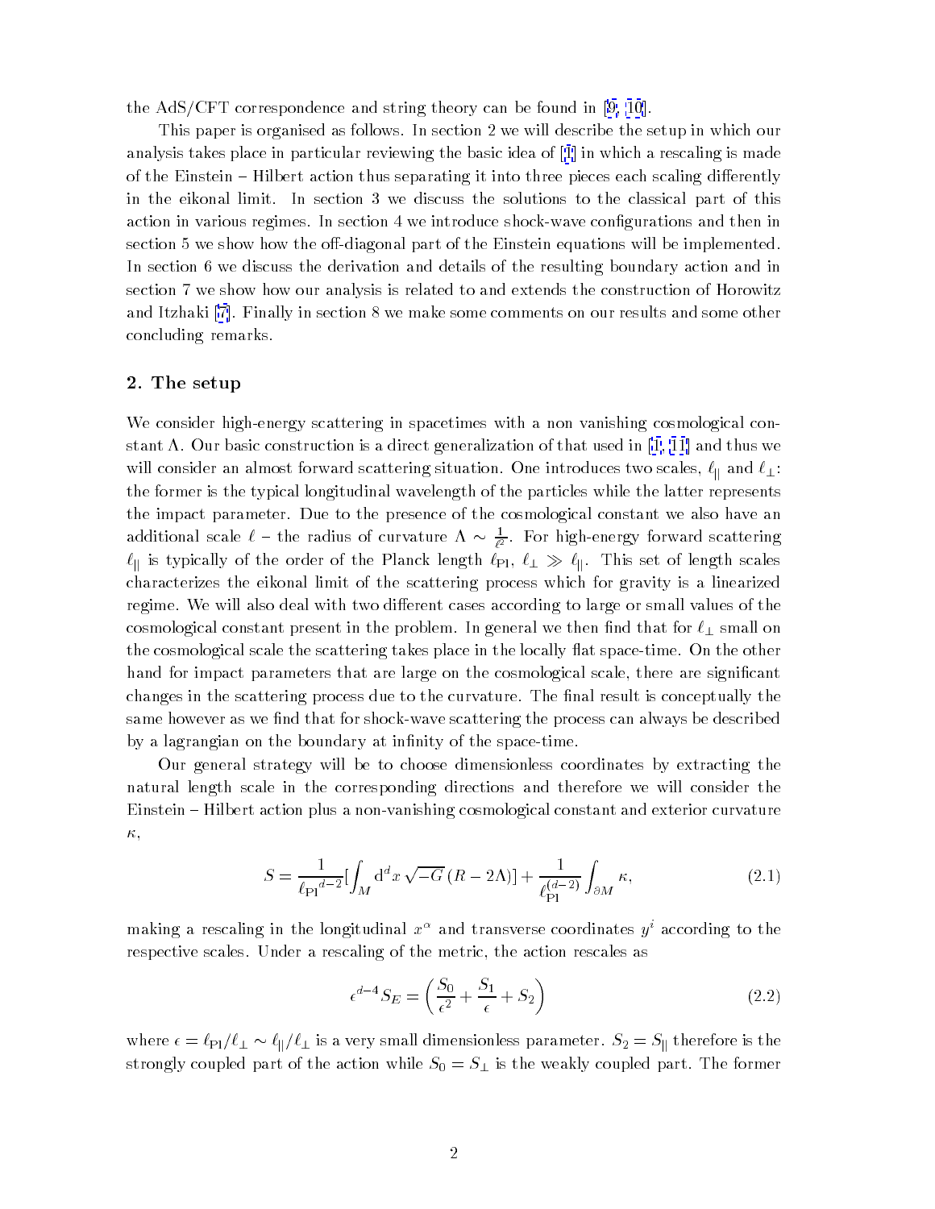the AdS/CFT correspondence and string theory can be found in [9, 10].

This paper is organised as follows. In section 2 we will describe the setup in which our analysis takes place in particular reviewing the basic idea of [1] in which a rescaling is made of the Einstein – Hilbert action thus separating it into three pieces each scaling differently in the eikonal limit. In section 3 we discuss the solutions to the classical part of this action in various regimes. In section 4 we introduce shock-wave configurations and then in section 5 we show how the off-diagonal part of the Einstein equations will be implemented. In section 6 we discuss the derivation and details of the resulting boundary action and in section 7 we show how our analysis is related to and extends the construction of Horowitz and Itzhaki [7]. Finally in section 8 we make some comments on our results and some other concluding remarks.

## 2. The setup

We consider high-energy scattering in spacetimes with a non vanishing cosmological constant $\Lambda$. Our basic construction is a direct generalization of that used in [1, 11] and thus we will consider an almost forward scattering situation. One introduces two scales, $\ell_{||}$ and $\ell_{\perp}$: the former is the typical longitudinal wavelength of the particles while the latter represents the impact parameter. Due to the presence of the cosmological constant we also have an additional scale $\ell$ – the radius of curvature $\Lambda \sim \frac{1}{\ell^2}$. For high-energy forward scattering $\ell_{||}$ is typically of the order of the Planck length $\ell_{\rm Pl}$, $\ell_{\perp} \gg \ell_{||}$. This set of length scales characterizes the eikonal limit of the scattering process which for gravity is a linearized regime. We will also deal with two different cases according to large or small values of the cosmological constant present in the problem. In general we then find that for $\ell_{\perp}$ small on the cosmological scale the scattering takes place in the locally flat space-time. On the other hand for impact parameters that are large on the cosmological scale, there are significant changes in the scattering process due to the curvature. The final result is conceptually the same however as we find that for shock-wave scattering the process can always be described by a lagrangian on the boundary at infinity of the space-time.

Our general strategy will be to choose dimensionless coordinates by extracting the natural length scale in the corresponding directions and therefore we will consider the Einstein – Hilbert action plus a non-vanishing cosmological constant and exterior curvature $\kappa$,

$$S = \frac{1}{{\ell_{\rm Pl}}^{d-2}}\Big[\int_M {\rm d}^d x\,\sqrt{-G}\,(R-2\Lambda)\Big] + \frac{1}{\ell_{\rm Pl}^{(d-2)}}\int_{\partial M}\kappa, \tag{2.1}$$

making a rescaling in the longitudinal $x^\alpha$ and transverse coordinates $y^i$ according to the respective scales. Under a rescaling of the metric, the action rescales as

$$\epsilon^{d-4} S_E = \left(\frac{S_0}{\epsilon^2} + \frac{S_1}{\epsilon} + S_2\right) \tag{2.2}$$

where $\epsilon = \ell_{\rm Pl}/\ell_{\perp} \sim \ell_{||}/\ell_{\perp}$ is a very small dimensionless parameter. $S_2 = S_{||}$ therefore is the strongly coupled part of the action while $S_0 = S_{\perp}$ is the weakly coupled part. The former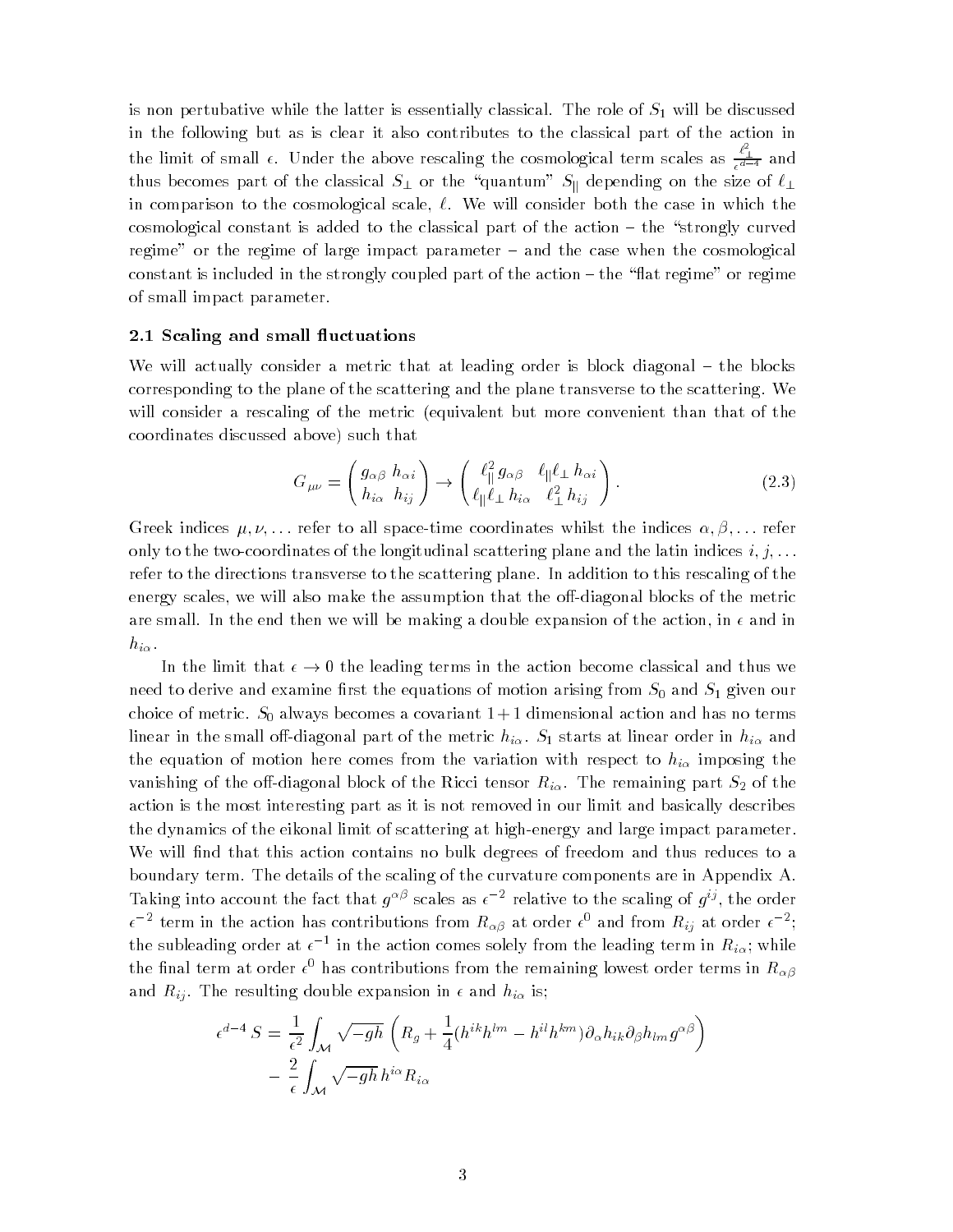is non pertubative while the latter is essentially classical. The role of $S_1$ will be discussed in the following but as is clear it also contributes to the classical part of the action in the limit of small $\epsilon$. Under the above rescaling the cosmological term scales as $\frac{\ell_\perp^2}{\epsilon^{d-4}}$ and thus becomes part of the classical $S_\perp$ or the "quantum" $S_{||}$ depending on the size of $\ell_\perp$ in comparison to the cosmological scale, $\ell$. We will consider both the case in which the cosmological constant is added to the classical part of the action – the "strongly curved regime" or the regime of large impact parameter – and the case when the cosmological constant is included in the strongly coupled part of the action – the "flat regime" or regime of small impact parameter.

### 2.1 Scaling and small fluctuations

We will actually consider a metric that at leading order is block diagonal – the blocks corresponding to the plane of the scattering and the plane transverse to the scattering. We will consider a rescaling of the metric (equivalent but more convenient than that of the coordinates discussed above) such that

$$
G_{\mu\nu} = \begin{pmatrix} g_{\alpha\beta} & h_{\alpha i} \\ h_{i\alpha} & h_{ij} \end{pmatrix} \rightarrow \begin{pmatrix} \ell_{||}^2 \, g_{\alpha\beta} & \ell_{||}\ell_\perp \, h_{\alpha i} \\ \ell_{||}\ell_\perp \, h_{i\alpha} & \ell_\perp^2 \, h_{ij} \end{pmatrix} . \tag{2.3}
$$

Greek indices $\mu, \nu, \ldots$ refer to all space-time coordinates whilst the indices $\alpha, \beta, \ldots$ refer only to the two-coordinates of the longitudinal scattering plane and the latin indices $i, j, \ldots$ refer to the directions transverse to the scattering plane. In addition to this rescaling of the energy scales, we will also make the assumption that the off-diagonal blocks of the metric are small. In the end then we will be making a double expansion of the action, in $\epsilon$ and in $h_{i\alpha}$.

In the limit that $\epsilon \to 0$ the leading terms in the action become classical and thus we need to derive and examine first the equations of motion arising from $S_0$ and $S_1$ given our choice of metric. $S_0$ always becomes a covariant $1+1$ dimensional action and has no terms linear in the small off-diagonal part of the metric $h_{i\alpha}$. $S_1$ starts at linear order in $h_{i\alpha}$ and the equation of motion here comes from the variation with respect to $h_{i\alpha}$ imposing the vanishing of the off-diagonal block of the Ricci tensor $R_{i\alpha}$. The remaining part $S_2$ of the action is the most interesting part as it is not removed in our limit and basically describes the dynamics of the eikonal limit of scattering at high-energy and large impact parameter. We will find that this action contains no bulk degrees of freedom and thus reduces to a boundary term. The details of the scaling of the curvature components are in Appendix A. Taking into account the fact that $g^{\alpha\beta}$ scales as $\epsilon^{-2}$ relative to the scaling of $g^{ij}$, the order $\epsilon^{-2}$ term in the action has contributions from $R_{\alpha\beta}$ at order $\epsilon^0$ and from $R_{ij}$ at order $\epsilon^{-2}$; the subleading order at $\epsilon^{-1}$ in the action comes solely from the leading term in $R_{i\alpha}$; while the final term at order $\epsilon^0$ has contributions from the remaining lowest order terms in $R_{\alpha\beta}$ and $R_{ij}$. The resulting double expansion in $\epsilon$ and $h_{i\alpha}$ is;

$$
\begin{aligned}
\epsilon^{d-4}\, S &= \frac{1}{\epsilon^2} \int_{\mathcal{M}} \sqrt{-gh} \left( R_g + \frac{1}{4}(h^{ik}h^{lm} - h^{il}h^{km}) \partial_\alpha h_{ik} \partial_\beta h_{lm} g^{\alpha\beta} \right) \\
&- \frac{2}{\epsilon} \int_{\mathcal{M}} \sqrt{-gh}\, h^{i\alpha} R_{i\alpha}
\end{aligned}
$$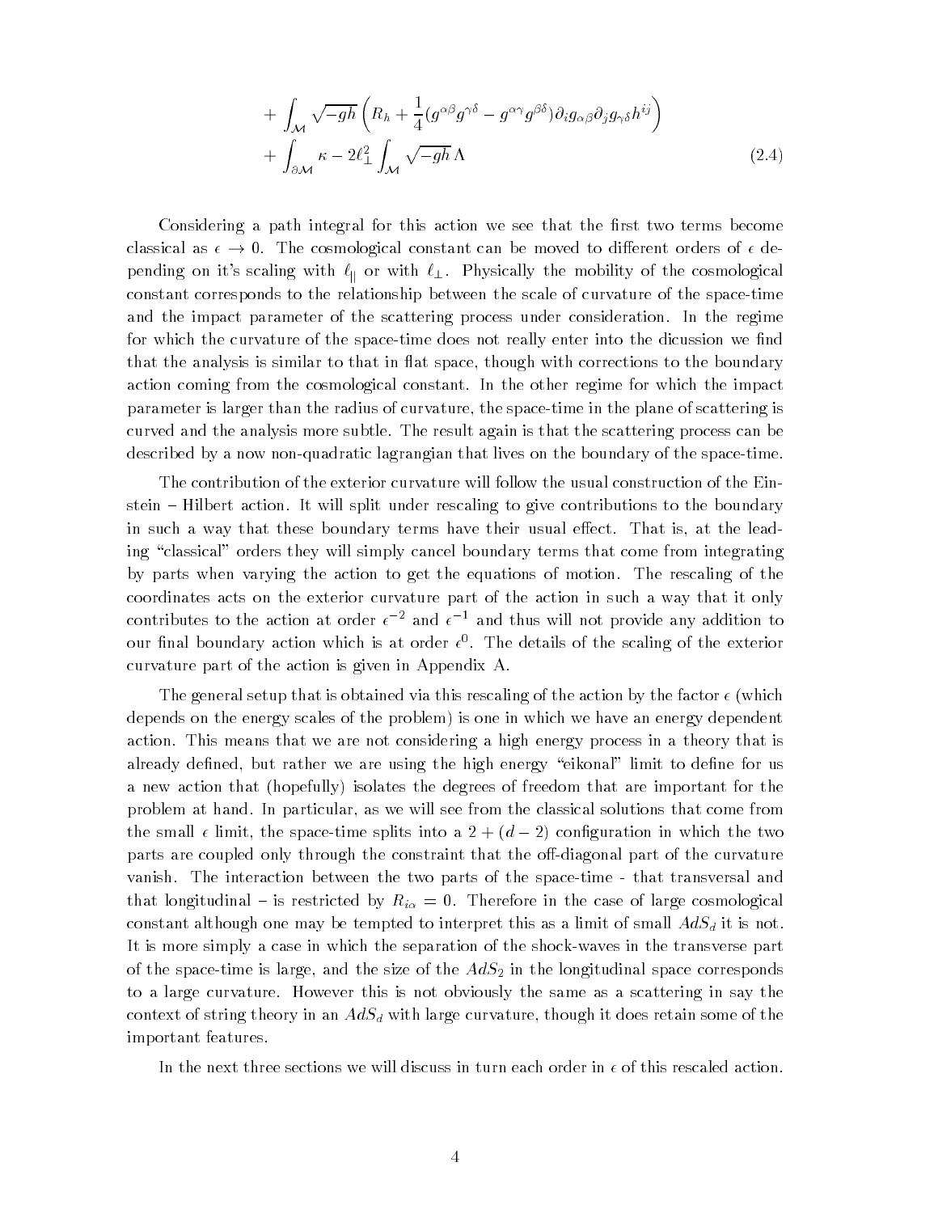$$
\begin{aligned}
&+ \int_{\mathcal{M}} \sqrt{-gh} \left( R_h + \frac{1}{4}(g^{\alpha\beta}g^{\gamma\delta} - g^{\alpha\gamma}g^{\beta\delta})\partial_i g_{\alpha\beta}\partial_j g_{\gamma\delta} h^{ij} \right) \\
&+ \int_{\partial\mathcal{M}} \kappa - 2\ell_\perp^2 \int_{\mathcal{M}} \sqrt{-gh}\,\Lambda
\end{aligned}
\tag{2.4}
$$

Considering a path integral for this action we see that the first two terms become classical as $\epsilon \to 0$. The cosmological constant can be moved to different orders of $\epsilon$ depending on it's scaling with $\ell_{||}$ or with $\ell_\perp$. Physically the mobility of the cosmological constant corresponds to the relationship between the scale of curvature of the space-time and the impact parameter of the scattering process under consideration. In the regime for which the curvature of the space-time does not really enter into the dicussion we find that the analysis is similar to that in flat space, though with corrections to the boundary action coming from the cosmological constant. In the other regime for which the impact parameter is larger than the radius of curvature, the space-time in the plane of scattering is curved and the analysis more subtle. The result again is that the scattering process can be described by a now non-quadratic lagrangian that lives on the boundary of the space-time.

The contribution of the exterior curvature will follow the usual construction of the Einstein – Hilbert action. It will split under rescaling to give contributions to the boundary in such a way that these boundary terms have their usual effect. That is, at the leading "classical" orders they will simply cancel boundary terms that come from integrating by parts when varying the action to get the equations of motion. The rescaling of the coordinates acts on the exterior curvature part of the action in such a way that it only contributes to the action at order $\epsilon^{-2}$ and $\epsilon^{-1}$ and thus will not provide any addition to our final boundary action which is at order $\epsilon^0$. The details of the scaling of the exterior curvature part of the action is given in Appendix A.

The general setup that is obtained via this rescaling of the action by the factor $\epsilon$ (which depends on the energy scales of the problem) is one in which we have an energy dependent action. This means that we are not considering a high energy process in a theory that is already defined, but rather we are using the high energy "eikonal" limit to define for us a new action that (hopefully) isolates the degrees of freedom that are important for the problem at hand. In particular, as we will see from the classical solutions that come from the small $\epsilon$ limit, the space-time splits into a $2 + (d-2)$ configuration in which the two parts are coupled only through the constraint that the off-diagonal part of the curvature vanish. The interaction between the two parts of the space-time - that transversal and that longitudinal – is restricted by $R_{i\alpha} = 0$. Therefore in the case of large cosmological constant although one may be tempted to interpret this as a limit of small $AdS_d$ it is not. It is more simply a case in which the separation of the shock-waves in the transverse part of the space-time is large, and the size of the $AdS_2$ in the longitudinal space corresponds to a large curvature. However this is not obviously the same as a scattering in say the context of string theory in an $AdS_d$ with large curvature, though it does retain some of the important features.

In the next three sections we will discuss in turn each order in $\epsilon$ of this rescaled action.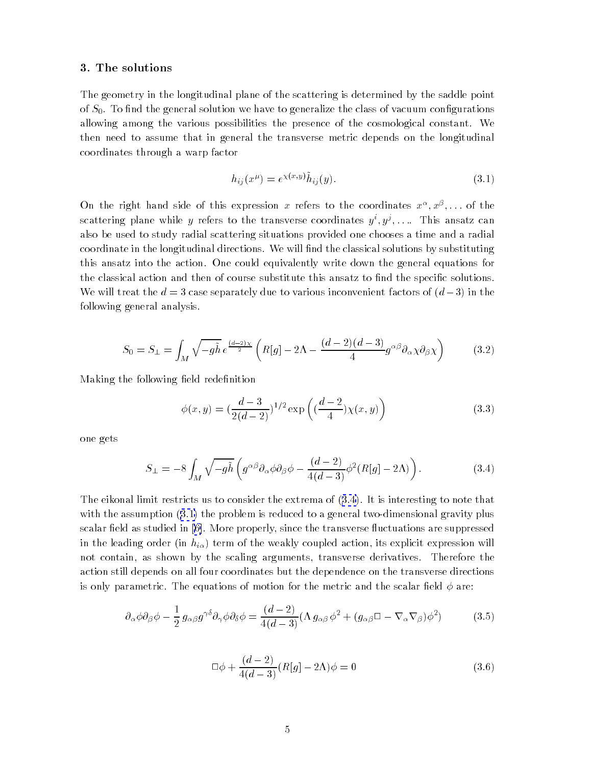### 3. The solutions

The geometry in the longitudinal plane of the scattering is determined by the saddle point of $S_0$. To find the general solution we have to generalize the class of vacuum configurations allowing among the various possibilities the presence of the cosmological constant. We then need to assume that in general the transverse metric depends on the longitudinal coordinates through a warp factor

$$h_{ij}(x^\mu) = e^{\chi(x,y)}\tilde{h}_{ij}(y). \tag{3.1}$$

On the right hand side of this expression $x$ refers to the coordinates $x^\alpha, x^\beta, \dots$ of the scattering plane while $y$ refers to the transverse coordinates $y^i, y^j, \dots$. This ansatz can also be used to study radial scattering situations provided one chooses a time and a radial coordinate in the longitudinal directions. We will find the classical solutions by substituting this ansatz into the action. One could equivalently write down the general equations for the classical action and then of course substitute this ansatz to find the specific solutions. We will treat the $d = 3$ case separately due to various inconvenient factors of $(d-3)$ in the following general analysis.

$$S_0 = S_\perp = \int_M \sqrt{-g\tilde{h}}\, e^{\frac{(d-2)\chi}{2}} \left( R[g] - 2\Lambda - \frac{(d-2)(d-3)}{4} g^{\alpha\beta}\partial_\alpha\chi\partial_\beta\chi \right) \tag{3.2}$$

Making the following field redefinition

$$\phi(x,y) = (\frac{d-3}{2(d-2)})^{1/2} \exp\left( (\frac{d-2}{4})\chi(x,y) \right) \tag{3.3}$$

one gets

$$S_\perp = -8 \int_M \sqrt{-g\tilde{h}} \left( g^{\alpha\beta}\partial_\alpha\phi\partial_\beta\phi - \frac{(d-2)}{4(d-3)}\phi^2(R[g] - 2\Lambda) \right). \tag{3.4}$$

The eikonal limit restricts us to consider the extrema of (3.4). It is interesting to note that with the assumption (3.1) the problem is reduced to a general two-dimensional gravity plus scalar field as studied in [6]. More properly, since the transverse fluctuations are suppressed in the leading order (in $h_{i\alpha}$) term of the weakly coupled action, its explicit expression will not contain, as shown by the scaling arguments, transverse derivatives. Therefore the action still depends on all four coordinates but the dependence on the transverse directions is only parametric. The equations of motion for the metric and the scalar field $\phi$ are:

$$\partial_\alpha\phi\partial_\beta\phi - \frac{1}{2}\, g_{\alpha\beta} g^{\gamma\delta}\partial_\gamma\phi\partial_\delta\phi = \frac{(d-2)}{4(d-3)}(\Lambda\, g_{\alpha\beta}\,\phi^2 + (g_{\alpha\beta}\Box - \nabla_\alpha\nabla_\beta)\phi^2) \tag{3.5}$$

$$\Box\phi + \frac{(d-2)}{4(d-3)}(R[g] - 2\Lambda)\phi = 0 \tag{3.6}$$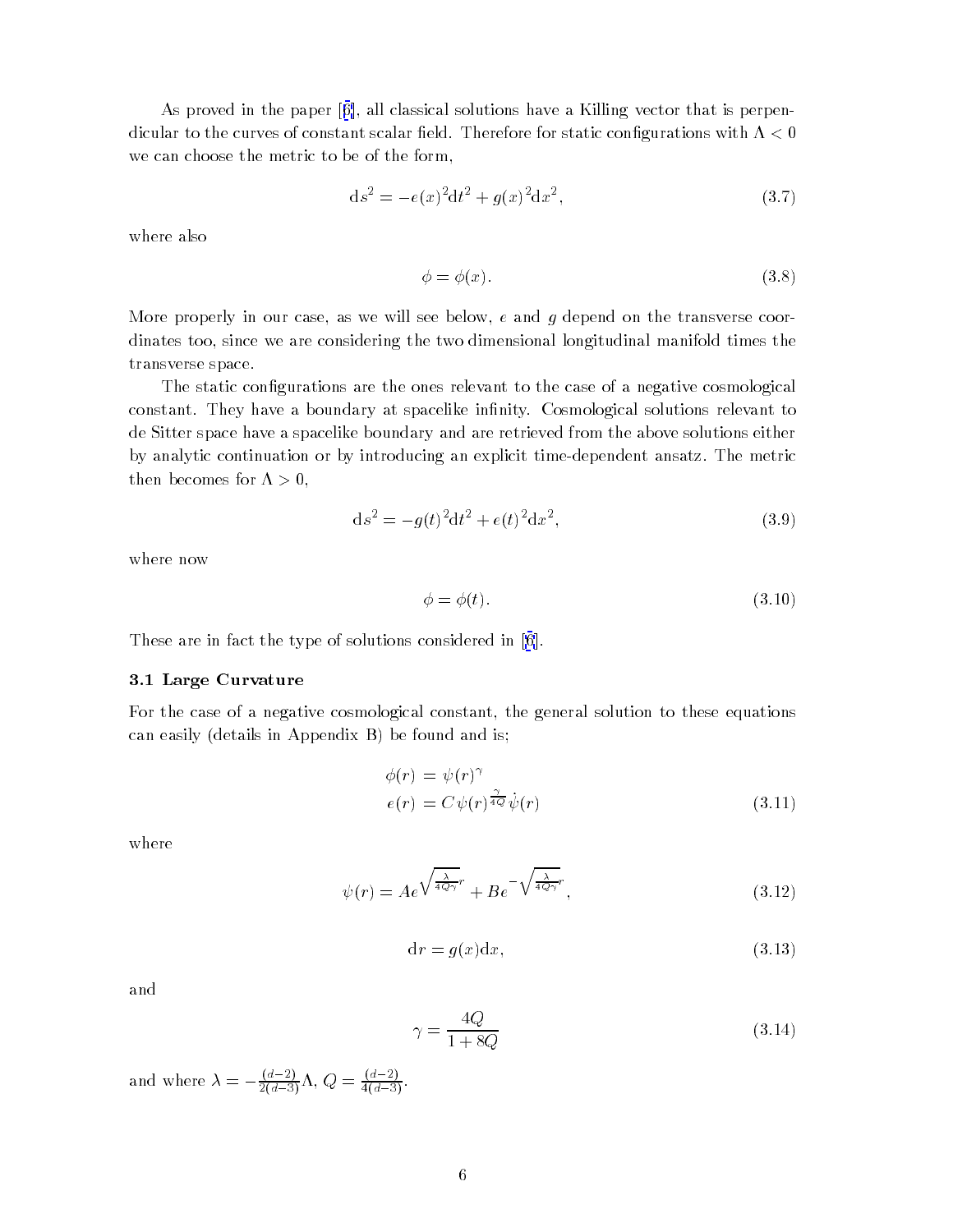As proved in the paper [6], all classical solutions have a Killing vector that is perpendicular to the curves of constant scalar field. Therefore for static configurations with $\Lambda < 0$ we can choose the metric to be of the form,

$$ds^2 = -e(x)^2 dt^2 + g(x)^2 dx^2, \tag{3.7}$$

where also

$$\phi = \phi(x). \tag{3.8}$$

More properly in our case, as we will see below, $e$ and $g$ depend on the transverse coordinates too, since we are considering the two dimensional longitudinal manifold times the transverse space.

The static configurations are the ones relevant to the case of a negative cosmological constant. They have a boundary at spacelike infinity. Cosmological solutions relevant to de Sitter space have a spacelike boundary and are retrieved from the above solutions either by analytic continuation or by introducing an explicit time-dependent ansatz. The metric then becomes for $\Lambda > 0$,

$$ds^2 = -g(t)^2 dt^2 + e(t)^2 dx^2, \tag{3.9}$$

where now

$$\phi = \phi(t). \tag{3.10}$$

These are in fact the type of solutions considered in [6].

### 3.1 Large Curvature

For the case of a negative cosmological constant, the general solution to these equations can easily (details in Appendix B) be found and is;

$$\begin{aligned} \phi(r) &= \psi(r)^{\gamma} \\ e(r) &= C\,\psi(r)^{\frac{\gamma}{4Q}}\dot{\psi}(r) \end{aligned} \tag{3.11}$$

where

$$\psi(r) = Ae^{\sqrt{\frac{\lambda}{4Q\gamma}}r} + Be^{-\sqrt{\frac{\lambda}{4Q\gamma}}r}, \tag{3.12}$$

$$dr = g(x)dx, \tag{3.13}$$

and

$$\gamma = \frac{4Q}{1+8Q} \tag{3.14}$$

and where $\lambda = -\frac{(d-2)}{2(d-3)}\Lambda$, $Q = \frac{(d-2)}{4(d-3)}$.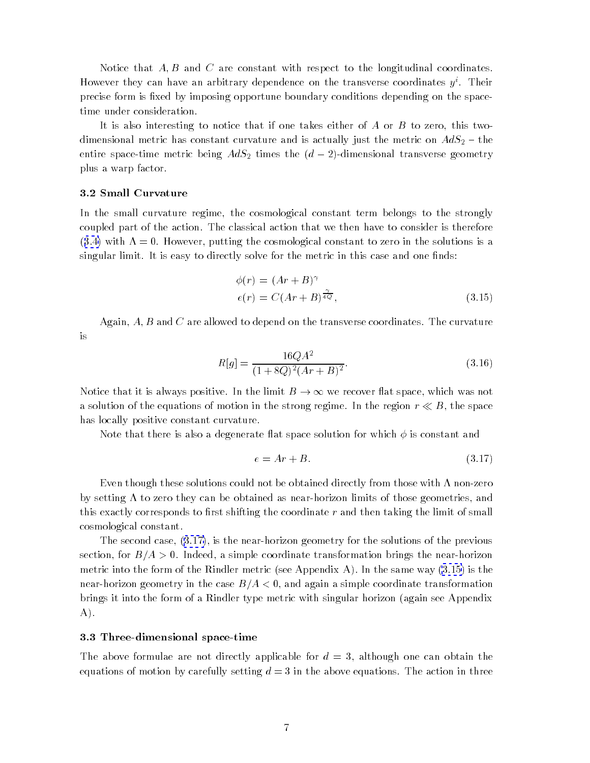Notice that $A, B$ and $C$ are constant with respect to the longitudinal coordinates. However they can have an arbitrary dependence on the transverse coordinates $y^i$. Their precise form is fixed by imposing opportune boundary conditions depending on the space-time under consideration.

It is also interesting to notice that if one takes either of $A$ or $B$ to zero, this two-dimensional metric has constant curvature and is actually just the metric on $AdS_2$ – the entire space-time metric being $AdS_2$ times the $(d-2)$-dimensional transverse geometry plus a warp factor.

### 3.2 Small Curvature

In the small curvature regime, the cosmological constant term belongs to the strongly coupled part of the action. The classical action that we then have to consider is therefore (3.4) with $\Lambda = 0$. However, putting the cosmological constant to zero in the solutions is a singular limit. It is easy to directly solve for the metric in this case and one finds:

$$
\begin{aligned}
\phi(r) &= (Ar+B)^{\gamma} \\
e(r) &= C(Ar+B)^{\frac{\gamma}{4Q}},
\end{aligned}
\tag{3.15}
$$

Again, $A$, $B$ and $C$ are allowed to depend on the transverse coordinates. The curvature is

$$
R[g] = \frac{16QA^2}{(1+8Q)^2(Ar+B)^2}. \tag{3.16}
$$

Notice that it is always positive. In the limit $B \to \infty$ we recover flat space, which was not a solution of the equations of motion in the strong regime. In the region $r \ll B$, the space has locally positive constant curvature.

Note that there is also a degenerate flat space solution for which $\phi$ is constant and

$$
e = Ar + B. \tag{3.17}
$$

Even though these solutions could not be obtained directly from those with $\Lambda$ non-zero by setting $\Lambda$ to zero they can be obtained as near-horizon limits of those geometries, and this exactly corresponds to first shifting the coordinate $r$ and then taking the limit of small cosmological constant.

The second case, (3.17), is the near-horizon geometry for the solutions of the previous section, for $B/A > 0$. Indeed, a simple coordinate transformation brings the near-horizon metric into the form of the Rindler metric (see Appendix A). In the same way (3.15) is the near-horizon geometry in the case $B/A < 0$, and again a simple coordinate transformation brings it into the form of a Rindler type metric with singular horizon (again see Appendix A).

### 3.3 Three-dimensional space-time

The above formulae are not directly applicable for $d = 3$, although one can obtain the equations of motion by carefully setting $d = 3$ in the above equations. The action in three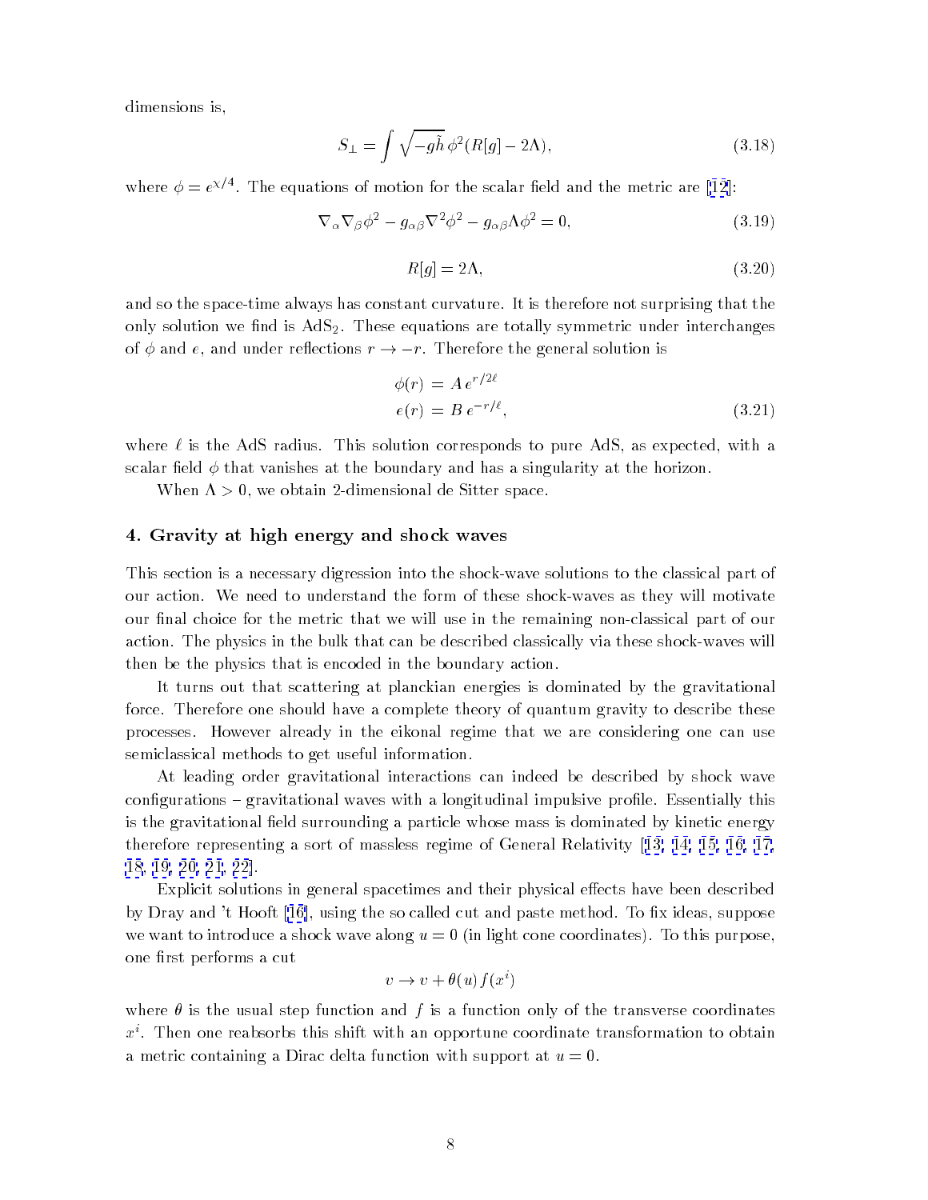dimensions is,

$$S_{\perp} = \int \sqrt{-g\tilde{h}}\, \phi^2 (R[g] - 2\Lambda), \tag{3.18}$$

where $\phi = e^{\chi/4}$. The equations of motion for the scalar field and the metric are [12]:

$$\nabla_\alpha \nabla_\beta \phi^2 - g_{\alpha\beta} \nabla^2 \phi^2 - g_{\alpha\beta} \Lambda \phi^2 = 0, \tag{3.19}$$

$$R[g] = 2\Lambda, \tag{3.20}$$

and so the space-time always has constant curvature. It is therefore not surprising that the only solution we find is $\mathrm{AdS}_2$. These equations are totally symmetric under interchanges of $\phi$ and $e$, and under reflections $r \to -r$. Therefore the general solution is

$$\begin{aligned} \phi(r) &= A\, e^{r/2\ell} \\ e(r) &= B\, e^{-r/\ell}, \end{aligned} \tag{3.21}$$

where $\ell$ is the AdS radius. This solution corresponds to pure AdS, as expected, with a scalar field $\phi$ that vanishes at the boundary and has a singularity at the horizon.

When $\Lambda > 0$, we obtain 2-dimensional de Sitter space.

## 4. Gravity at high energy and shock waves

This section is a necessary digression into the shock-wave solutions to the classical part of our action. We need to understand the form of these shock-waves as they will motivate our final choice for the metric that we will use in the remaining non-classical part of our action. The physics in the bulk that can be described classically via these shock-waves will then be the physics that is encoded in the boundary action.

It turns out that scattering at planckian energies is dominated by the gravitational force. Therefore one should have a complete theory of quantum gravity to describe these processes. However already in the eikonal regime that we are considering one can use semiclassical methods to get useful information.

At leading order gravitational interactions can indeed be described by shock wave configurations – gravitational waves with a longitudinal impulsive profile. Essentially this is the gravitational field surrounding a particle whose mass is dominated by kinetic energy therefore representing a sort of massless regime of General Relativity [13, 14, 15, 16, 17, 18, 19, 20, 21, 22].

Explicit solutions in general spacetimes and their physical effects have been described by Dray and 't Hooft [16], using the so called cut and paste method. To fix ideas, suppose we want to introduce a shock wave along $u = 0$ (in light cone coordinates). To this purpose, one first performs a cut

$$v \to v + \theta(u) f(x^i)$$

where $\theta$ is the usual step function and $f$ is a function only of the transverse coordinates $x^i$. Then one reabsorbs this shift with an opportune coordinate transformation to obtain a metric containing a Dirac delta function with support at $u = 0$.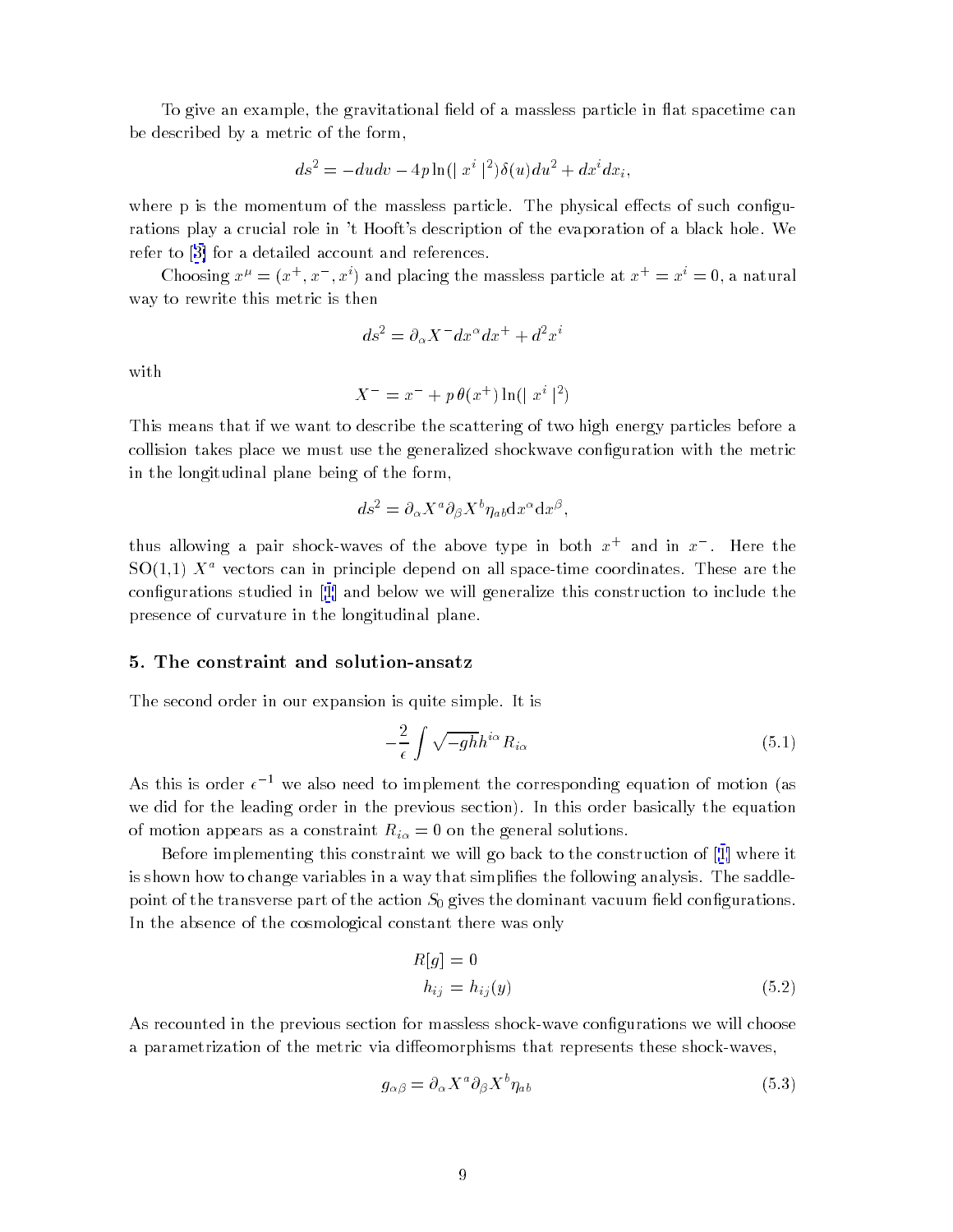To give an example, the gravitational field of a massless particle in flat spacetime can be described by a metric of the form,

$$ds^2 = -dudv - 4p\ln(|\, x^i \,|^2)\delta(u)du^2 + dx^i dx_i,$$

where p is the momentum of the massless particle. The physical effects of such configurations play a crucial role in 't Hooft's description of the evaporation of a black hole. We refer to [3] for a detailed account and references.

Choosing $x^\mu = (x^+, x^-, x^i)$ and placing the massless particle at $x^+ = x^i = 0$, a natural way to rewrite this metric is then

$$ds^2 = \partial_\alpha X^- dx^\alpha dx^+ + d^2x^i$$

with

$$X^- = x^- + p\,\theta(x^+)\ln(|\, x^i \,|^2)$$

This means that if we want to describe the scattering of two high energy particles before a collision takes place we must use the generalized shockwave configuration with the metric in the longitudinal plane being of the form,

$$ds^2 = \partial_\alpha X^a \partial_\beta X^b \eta_{ab} \mathrm{d}x^\alpha \mathrm{d}x^\beta,$$

thus allowing a pair shock-waves of the above type in both $x^+$ and in $x^-$. Here the SO(1,1) $X^a$ vectors can in principle depend on all space-time coordinates. These are the configurations studied in [1] and below we will generalize this construction to include the presence of curvature in the longitudinal plane.

## 5. The constraint and solution-ansatz

The second order in our expansion is quite simple. It is

$$-\frac{2}{\epsilon}\int \sqrt{-gh}h^{i\alpha}R_{i\alpha} \tag{5.1}$$

As this is order $\epsilon^{-1}$ we also need to implement the corresponding equation of motion (as we did for the leading order in the previous section). In this order basically the equation of motion appears as a constraint $R_{i\alpha} = 0$ on the general solutions.

Before implementing this constraint we will go back to the construction of [1] where it is shown how to change variables in a way that simplifies the following analysis. The saddle-point of the transverse part of the action $S_0$ gives the dominant vacuum field configurations. In the absence of the cosmological constant there was only

$$\begin{aligned} R[g] &= 0 \\ h_{ij} &= h_{ij}(y) \end{aligned} \tag{5.2}$$

As recounted in the previous section for massless shock-wave configurations we will choose a parametrization of the metric via diffeomorphisms that represents these shock-waves,

$$g_{\alpha\beta} = \partial_\alpha X^a \partial_\beta X^b \eta_{ab} \tag{5.3}$$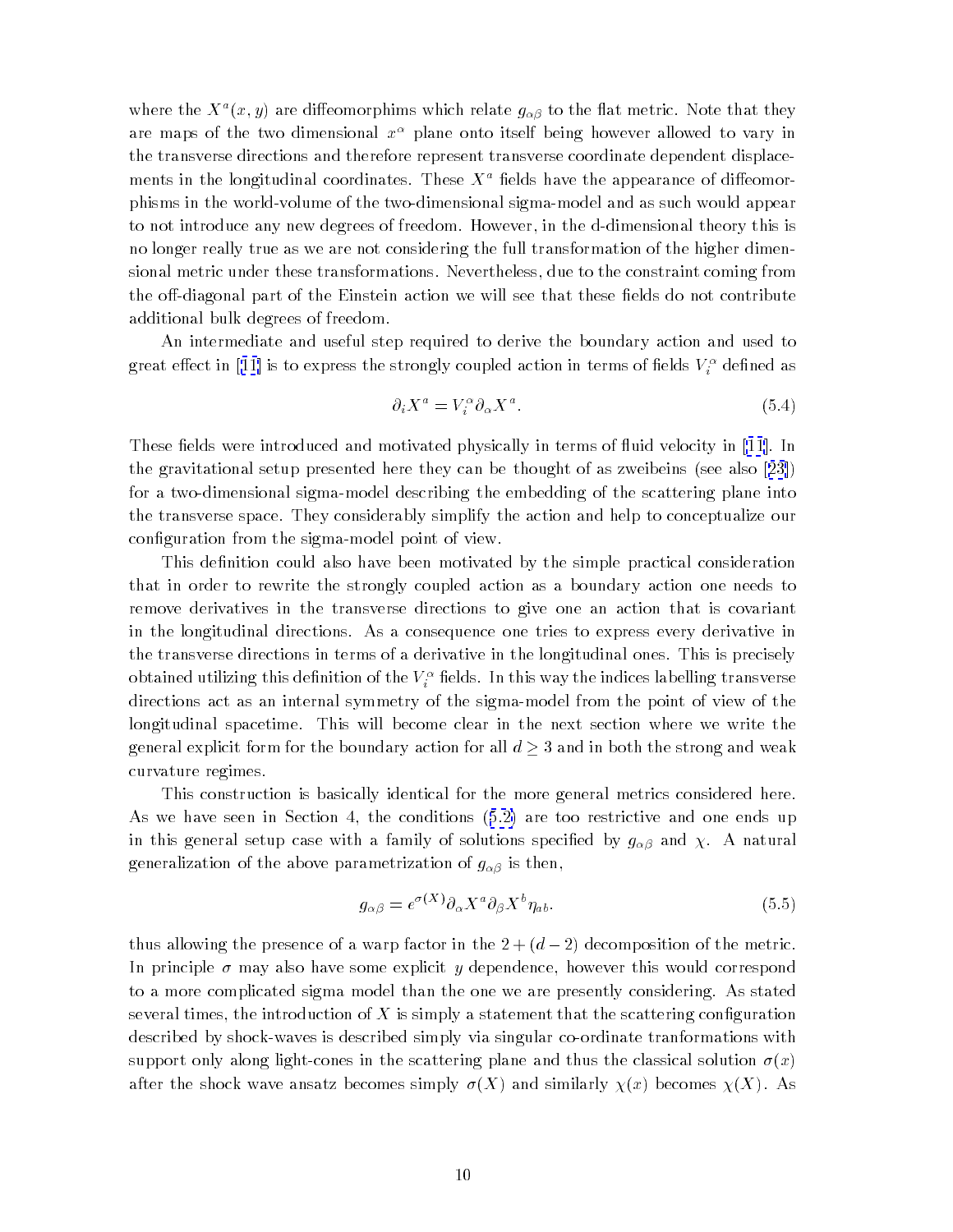where the $X^a(x, y)$ are diffeomorphims which relate $g_{\alpha\beta}$ to the flat metric. Note that they are maps of the two dimensional $x^\alpha$ plane onto itself being however allowed to vary in the transverse directions and therefore represent transverse coordinate dependent displacements in the longitudinal coordinates. These $X^a$ fields have the appearance of diffeomorphisms in the world-volume of the two-dimensional sigma-model and as such would appear to not introduce any new degrees of freedom. However, in the d-dimensional theory this is no longer really true as we are not considering the full transformation of the higher dimensional metric under these transformations. Nevertheless, due to the constraint coming from the off-diagonal part of the Einstein action we will see that these fields do not contribute additional bulk degrees of freedom.

An intermediate and useful step required to derive the boundary action and used to great effect in [11] is to express the strongly coupled action in terms of fields $V_i^\alpha$ defined as

$$\partial_i X^a = V_i^\alpha \partial_\alpha X^a. \tag{5.4}$$

These fields were introduced and motivated physically in terms of fluid velocity in [11]. In the gravitational setup presented here they can be thought of as zweibeins (see also [23]) for a two-dimensional sigma-model describing the embedding of the scattering plane into the transverse space. They considerably simplify the action and help to conceptualize our configuration from the sigma-model point of view.

This definition could also have been motivated by the simple practical consideration that in order to rewrite the strongly coupled action as a boundary action one needs to remove derivatives in the transverse directions to give one an action that is covariant in the longitudinal directions. As a consequence one tries to express every derivative in the transverse directions in terms of a derivative in the longitudinal ones. This is precisely obtained utilizing this definition of the $V_i^\alpha$ fields. In this way the indices labelling transverse directions act as an internal symmetry of the sigma-model from the point of view of the longitudinal spacetime. This will become clear in the next section where we write the general explicit form for the boundary action for all $d \geq 3$ and in both the strong and weak curvature regimes.

This construction is basically identical for the more general metrics considered here. As we have seen in Section 4, the conditions (5.2) are too restrictive and one ends up in this general setup case with a family of solutions specified by $g_{\alpha\beta}$ and $\chi$. A natural generalization of the above parametrization of $g_{\alpha\beta}$ is then,

$$g_{\alpha\beta} = e^{\sigma(X)} \partial_\alpha X^a \partial_\beta X^b \eta_{ab}. \tag{5.5}$$

thus allowing the presence of a warp factor in the $2 + (d-2)$ decomposition of the metric. In principle $\sigma$ may also have some explicit $y$ dependence, however this would correspond to a more complicated sigma model than the one we are presently considering. As stated several times, the introduction of $X$ is simply a statement that the scattering configuration described by shock-waves is described simply via singular co-ordinate tranformations with support only along light-cones in the scattering plane and thus the classical solution $\sigma(x)$ after the shock wave ansatz becomes simply $\sigma(X)$ and similarly $\chi(x)$ becomes $\chi(X)$. As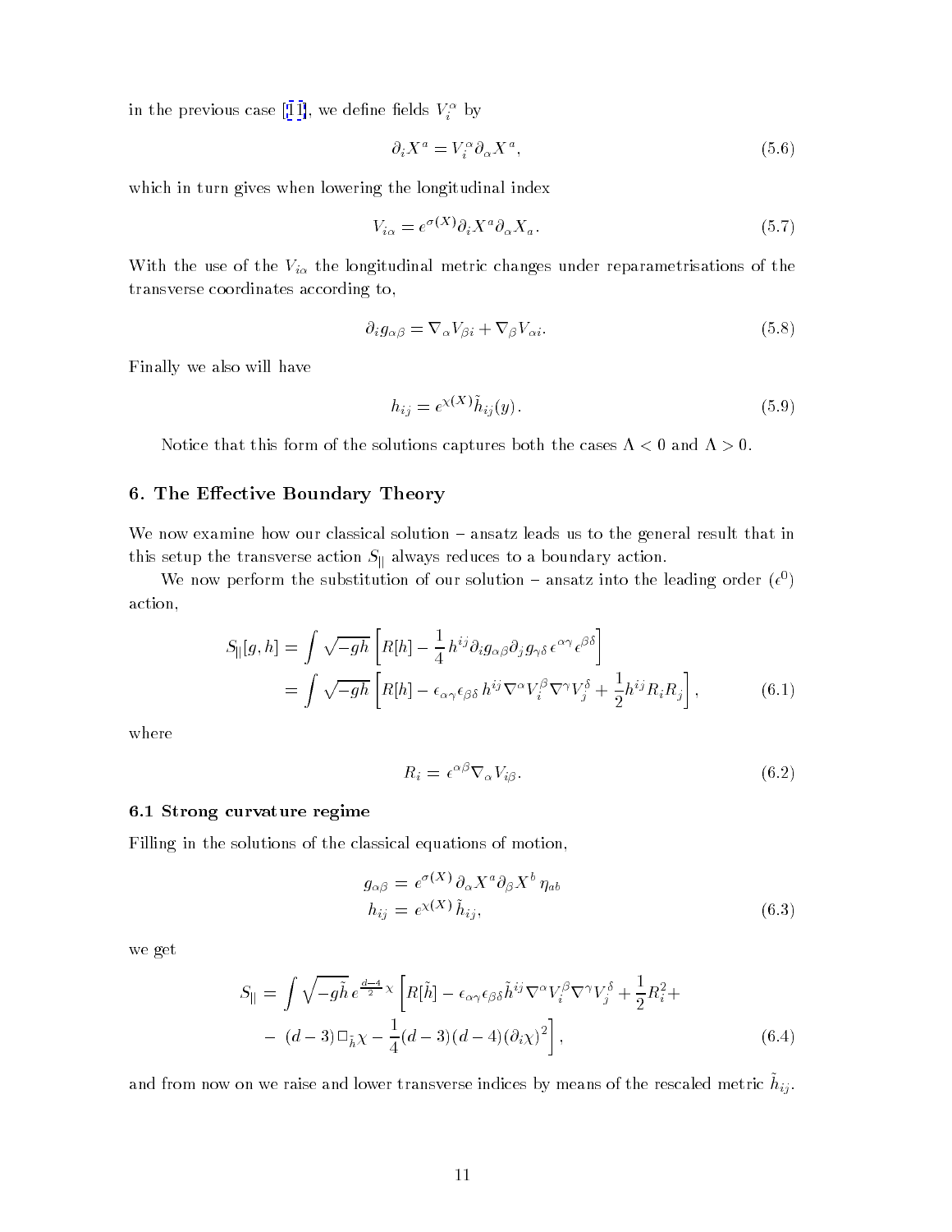in the previous case [11], we define fields $V_i^\alpha$ by

$$\partial_i X^a = V_i^\alpha \partial_\alpha X^a, \tag{5.6}$$

which in turn gives when lowering the longitudinal index

$$V_{i\alpha} = e^{\sigma(X)} \partial_i X^a \partial_\alpha X_a. \tag{5.7}$$

With the use of the $V_{i\alpha}$ the longitudinal metric changes under reparametrisations of the transverse coordinates according to,

$$\partial_i g_{\alpha\beta} = \nabla_\alpha V_{\beta i} + \nabla_\beta V_{\alpha i}. \tag{5.8}$$

Finally we also will have

$$h_{ij} = e^{\chi(X)} \tilde{h}_{ij}(y). \tag{5.9}$$

Notice that this form of the solutions captures both the cases $\Lambda < 0$ and $\Lambda > 0$.

## 6. The Effective Boundary Theory

We now examine how our classical solution – ansatz leads us to the general result that in this setup the transverse action $S_{||}$ always reduces to a boundary action.

We now perform the substitution of our solution – ansatz into the leading order ($\epsilon^0$) action,

$$\begin{aligned} S_{||}[g,h] &= \int \sqrt{-gh} \left[ R[h] - \frac{1}{4} h^{ij} \partial_i g_{\alpha\beta} \partial_j g_{\gamma\delta} \, \epsilon^{\alpha\gamma} \epsilon^{\beta\delta} \right] \\ &= \int \sqrt{-gh} \left[ R[h] - \epsilon_{\alpha\gamma}\epsilon_{\beta\delta} \, h^{ij} \nabla^\alpha V_i^\beta \nabla^\gamma V_j^\delta + \frac{1}{2} h^{ij} R_i R_j \right], \end{aligned} \tag{6.1}$$

where

$$R_i = \epsilon^{\alpha\beta} \nabla_\alpha V_{i\beta}. \tag{6.2}$$

### 6.1 Strong curvature regime

Filling in the solutions of the classical equations of motion,

$$\begin{aligned} g_{\alpha\beta} &= e^{\sigma(X)} \, \partial_\alpha X^a \partial_\beta X^b \, \eta_{ab} \\ h_{ij} &= e^{\chi(X)} \, \tilde{h}_{ij}, \end{aligned} \tag{6.3}$$

we get

$$\begin{aligned} S_{||} = \int \sqrt{-g\tilde{h}} \, e^{\frac{d-4}{2}\chi} \Big[ & R[\tilde{h}] - \epsilon_{\alpha\gamma}\epsilon_{\beta\delta} \tilde{h}^{ij} \nabla^\alpha V_i^\beta \nabla^\gamma V_j^\delta + \frac{1}{2} R_i^2 + \\ & - \, (d-3) \Box_{\tilde{h}} \chi - \frac{1}{4}(d-3)(d-4)(\partial_i \chi)^2 \Big], \end{aligned} \tag{6.4}$$

and from now on we raise and lower transverse indices by means of the rescaled metric $\tilde{h}_{ij}$.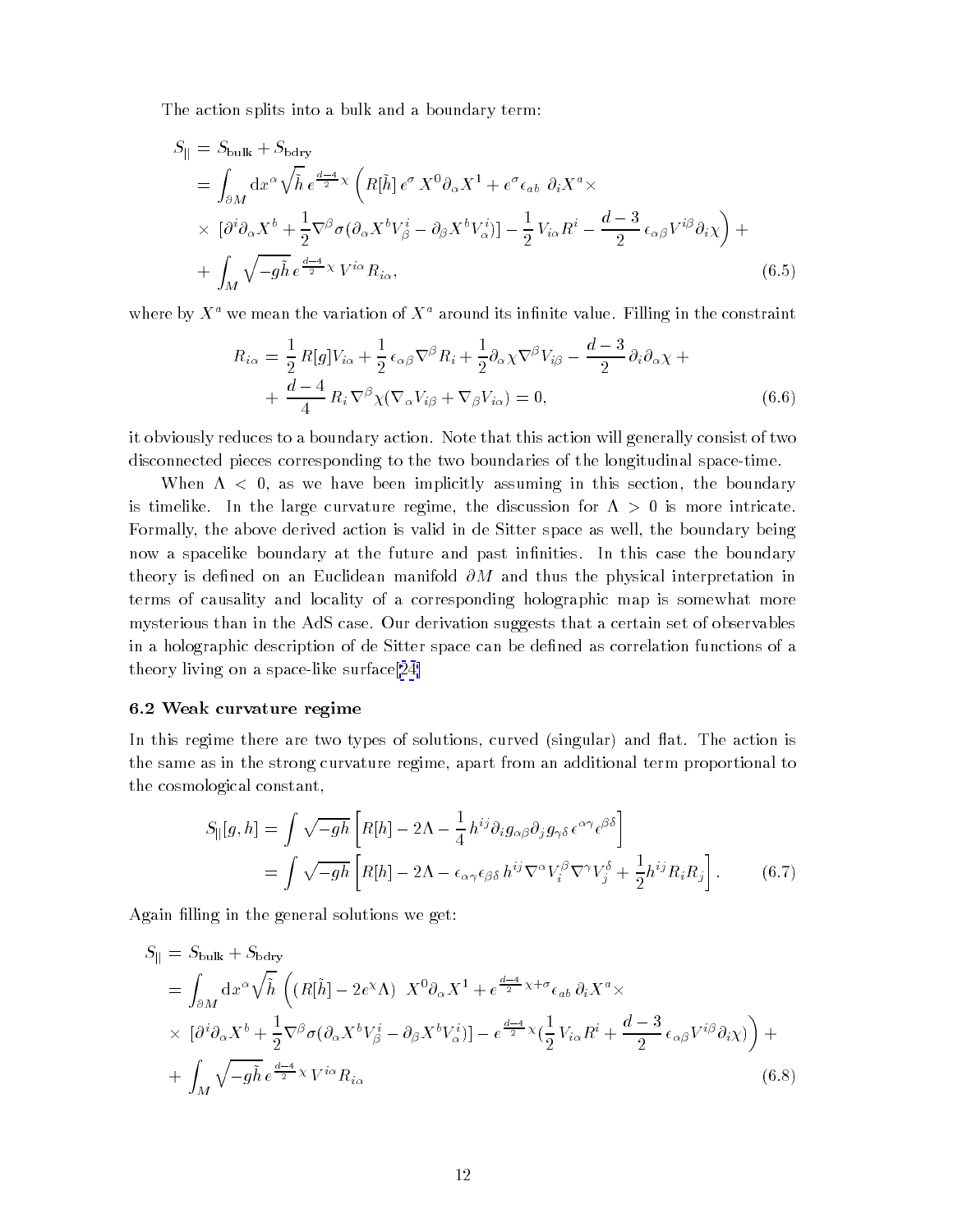The action splits into a bulk and a boundary term:

$$
\begin{aligned}
S_{\|} &= S_{\text{bulk}} + S_{\text{bdry}} \\
&= \int_{\partial M} \mathrm{d}x^\alpha \sqrt{\tilde{h}}\, e^{\frac{d-4}{2}\chi} \left( R[\tilde{h}]\, e^\sigma\, X^0 \partial_\alpha X^1 + e^\sigma \epsilon_{ab}\ \partial_i X^a \times \right. \\
&\times\ [\partial^i \partial_\alpha X^b + \frac{1}{2} \nabla^\beta \sigma (\partial_\alpha X^b V^i_\beta - \partial_\beta X^b V^i_\alpha)] - \frac{1}{2} V_{i\alpha} R^i - \left. \frac{d-3}{2}\, \epsilon_{\alpha\beta} V^{i\beta} \partial_i \chi \right) + \\
&+ \int_M \sqrt{-g\tilde{h}}\, e^{\frac{d-4}{2}\chi}\, V^{i\alpha} R_{i\alpha},
\end{aligned} \tag{6.5}
$$

where by $X^a$ we mean the variation of $X^a$ around its infinite value. Filling in the constraint

$$
\begin{aligned}
R_{i\alpha} &= \frac{1}{2}\, R[g] V_{i\alpha} + \frac{1}{2}\, \epsilon_{\alpha\beta} \nabla^\beta R_i + \frac{1}{2} \partial_\alpha \chi \nabla^\beta V_{i\beta} - \frac{d-3}{2}\, \partial_i \partial_\alpha \chi + \\
&+\ \frac{d-4}{4}\, R_i \nabla^\beta \chi (\nabla_\alpha V_{i\beta} + \nabla_\beta V_{i\alpha}) = 0,
\end{aligned} \tag{6.6}
$$

it obviously reduces to a boundary action. Note that this action will generally consist of two disconnected pieces corresponding to the two boundaries of the longitudinal space-time.

When $\Lambda < 0$, as we have been implicitly assuming in this section, the boundary is timelike. In the large curvature regime, the discussion for $\Lambda > 0$ is more intricate. Formally, the above derived action is valid in de Sitter space as well, the boundary being now a spacelike boundary at the future and past infinities. In this case the boundary theory is defined on an Euclidean manifold $\partial M$ and thus the physical interpretation in terms of causality and locality of a corresponding holographic map is somewhat more mysterious than in the AdS case. Our derivation suggests that a certain set of observables in a holographic description of de Sitter space can be defined as correlation functions of a theory living on a space-like surface[24].

### 6.2 Weak curvature regime

In this regime there are two types of solutions, curved (singular) and flat. The action is the same as in the strong curvature regime, apart from an additional term proportional to the cosmological constant,

$$
\begin{aligned}
S_{\|}[g,h] &= \int \sqrt{-gh} \left[ R[h] - 2\Lambda - \frac{1}{4}\, h^{ij} \partial_i g_{\alpha\beta} \partial_j g_{\gamma\delta}\, \epsilon^{\alpha\gamma} \epsilon^{\beta\delta} \right] \\
&= \int \sqrt{-gh} \left[ R[h] - 2\Lambda - \epsilon_{\alpha\gamma} \epsilon_{\beta\delta}\, h^{ij} \nabla^\alpha V^\beta_i \nabla^\gamma V^\delta_j + \frac{1}{2} h^{ij} R_i R_j \right].
\end{aligned} \tag{6.7}
$$

Again filling in the general solutions we get:

$$
\begin{aligned}
S_{\|} &= S_{\text{bulk}} + S_{\text{bdry}} \\
&= \int_{\partial M} \mathrm{d}x^\alpha \sqrt{\tilde{h}} \left( (R[\tilde{h}] - 2e^\chi \Lambda)\ \ X^0 \partial_\alpha X^1 + e^{\frac{d-4}{2}\chi + \sigma} \epsilon_{ab}\, \partial_i X^a \times \right. \\
&\times\ [\partial^i \partial_\alpha X^b + \frac{1}{2} \nabla^\beta \sigma (\partial_\alpha X^b V^i_\beta - \partial_\beta X^b V^i_\alpha)] - e^{\frac{d-4}{2}\chi} \left. (\frac{1}{2}\, V_{i\alpha} R^i + \frac{d-3}{2}\, \epsilon_{\alpha\beta} V^{i\beta} \partial_i \chi) \right) + \\
&+ \int_M \sqrt{-g\tilde{h}}\, e^{\frac{d-4}{2}\chi}\, V^{i\alpha} R_{i\alpha}
\end{aligned} \tag{6.8}
$$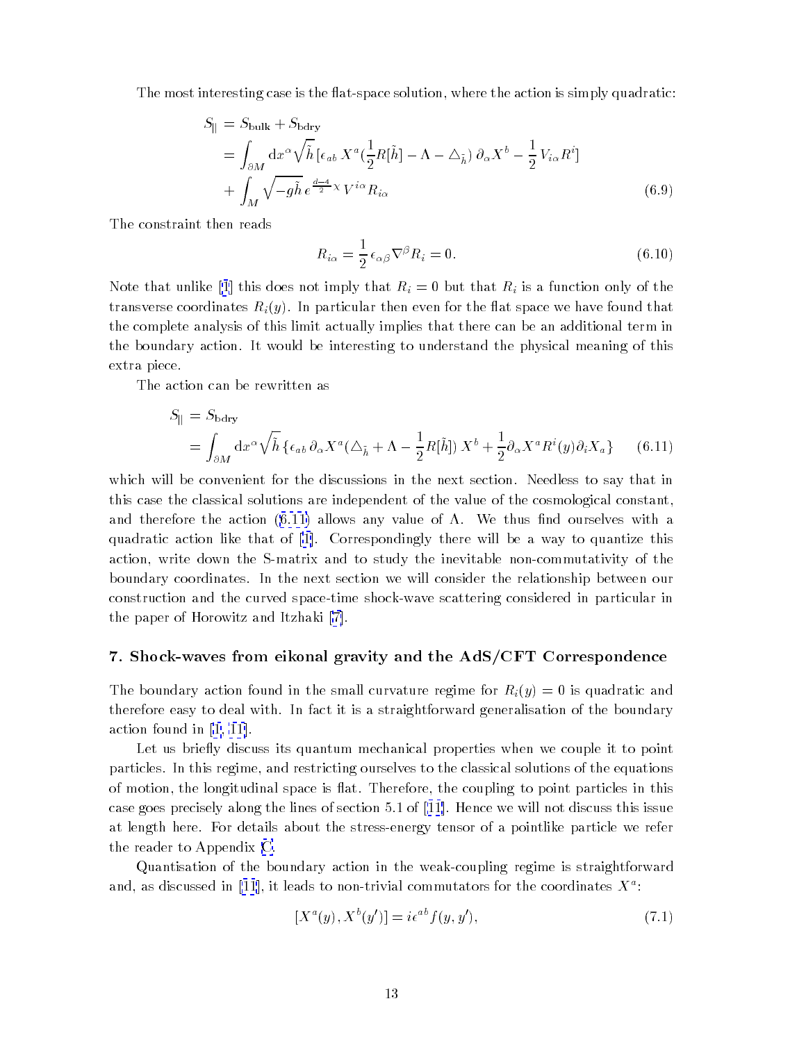The most interesting case is the flat-space solution, where the action is simply quadratic:

$$
\begin{aligned}
S_{||} &= S_{\rm bulk} + S_{\rm bdry} \\
&= \int_{\partial M} \mathrm{d}x^\alpha \sqrt{\tilde{h}}\, [\epsilon_{ab}\, X^a (\frac{1}{2} R[\tilde{h}] - \Lambda - \triangle_{\tilde{h}})\, \partial_\alpha X^b - \frac{1}{2}\, V_{i\alpha} R^i] \\
&+ \int_M \sqrt{-g\tilde{h}}\, e^{\frac{d-4}{2}\chi}\, V^{i\alpha} R_{i\alpha}
\end{aligned}
\tag{6.9}
$$

The constraint then reads

$$
R_{i\alpha} = \frac{1}{2}\, \epsilon_{\alpha\beta} \nabla^\beta R_i = 0. \tag{6.10}
$$

Note that unlike [1] this does not imply that $R_i = 0$ but that $R_i$ is a function only of the transverse coordinates $R_i(y)$. In particular then even for the flat space we have found that the complete analysis of this limit actually implies that there can be an additional term in the boundary action. It would be interesting to understand the physical meaning of this extra piece.

The action can be rewritten as

$$
\begin{aligned}
S_{||} &= S_{\rm bdry} \\
&= \int_{\partial M} \mathrm{d}x^\alpha \sqrt{\tilde{h}}\, \{\epsilon_{ab}\, \partial_\alpha X^a (\triangle_{\tilde{h}} + \Lambda - \frac{1}{2} R[\tilde{h}])\, X^b + \frac{1}{2} \partial_\alpha X^a R^i(y) \partial_i X_a\}
\end{aligned}
\tag{6.11}
$$

which will be convenient for the discussions in the next section. Needless to say that in this case the classical solutions are independent of the value of the cosmological constant, and therefore the action (6.11) allows any value of $\Lambda$. We thus find ourselves with a quadratic action like that of [1]. Correspondingly there will be a way to quantize this action, write down the S-matrix and to study the inevitable non-commutativity of the boundary coordinates. In the next section we will consider the relationship between our construction and the curved space-time shock-wave scattering considered in particular in the paper of Horowitz and Itzhaki [7].

## 7. Shock-waves from eikonal gravity and the AdS/CFT Correspondence

The boundary action found in the small curvature regime for $R_i(y) = 0$ is quadratic and therefore easy to deal with. In fact it is a straightforward generalisation of the boundary action found in [1, 11].

Let us briefly discuss its quantum mechanical properties when we couple it to point particles. In this regime, and restricting ourselves to the classical solutions of the equations of motion, the longitudinal space is flat. Therefore, the coupling to point particles in this case goes precisely along the lines of section 5.1 of [11]. Hence we will not discuss this issue at length here. For details about the stress-energy tensor of a pointlike particle we refer the reader to Appendix C.

Quantisation of the boundary action in the weak-coupling regime is straightforward and, as discussed in [11], it leads to non-trivial commutators for the coordinates $X^a$:

$$
[X^a(y), X^b(y')] = i\epsilon^{ab} f(y, y'), \tag{7.1}
$$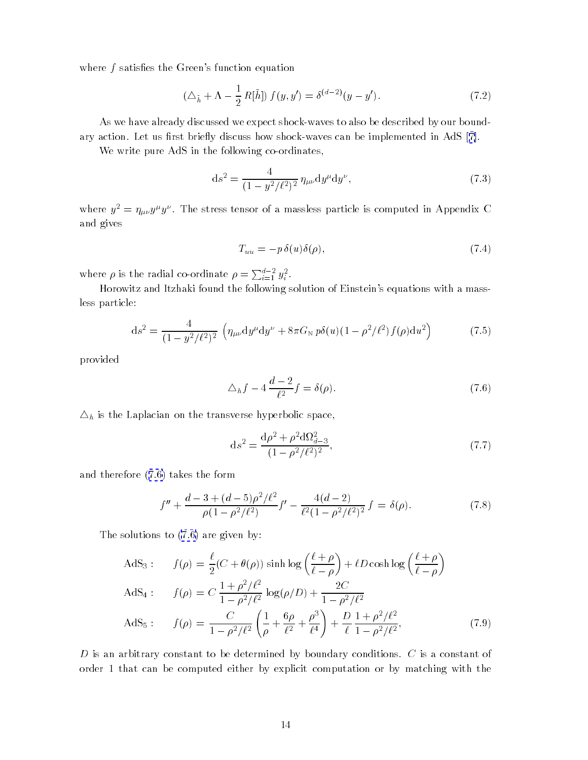where $f$ satisfies the Green's function equation

$$
(\triangle_{\tilde{h}} + \Lambda - \frac{1}{2}\, R[\tilde{h}])\, f(y, y') = \delta^{(d-2)}(y - y') \,. \tag{7.2}
$$

As we have already discussed we expect shock-waves to also be described by our boundary action. Let us first briefly discuss how shock-waves can be implemented in AdS [7].

We write pure AdS in the following co-ordinates,

$$
\mathrm{d}s^2 = \frac{4}{(1 - y^2/\ell^2)^2}\, \eta_{\mu\nu} \mathrm{d}y^\mu \mathrm{d}y^\nu \,, \tag{7.3}
$$

where $y^2 = \eta_{\mu\nu} y^\mu y^\nu$. The stress tensor of a massless particle is computed in Appendix C and gives

$$
T_{uu} = -p\, \delta(u) \delta(\rho), \tag{7.4}
$$

where $\rho$ is the radial co-ordinate $\rho = \sum_{i=1}^{d-2} y_i^2$.

Horowitz and Itzhaki found the following solution of Einstein's equations with a massless particle:

$$
\mathrm{d}s^2 = \frac{4}{(1 - y^2/\ell^2)^2} \left( \eta_{\mu\nu} \mathrm{d}y^\mu \mathrm{d}y^\nu + 8\pi G_{\mathrm{N}}\, p \delta(u) (1 - \rho^2/\ell^2)\, f(\rho) \mathrm{d}u^2 \right) \tag{7.5}
$$

provided

$$
\triangle_h f - 4\, \frac{d-2}{\ell^2} f = \delta(\rho). \tag{7.6}
$$

$\triangle_h$ is the Laplacian on the transverse hyperbolic space,

$$
\mathrm{d}s^2 = \frac{\mathrm{d}\rho^2 + \rho^2 \mathrm{d}\Omega^2_{d-3}}{(1 - \rho^2/\ell^2)^2}, \tag{7.7}
$$

and therefore (7.6) takes the form

$$
f'' + \frac{d - 3 + (d-5)\rho^2/\ell^2}{\rho(1 - \rho^2/\ell^2)} f' - \frac{4(d-2)}{\ell^2 (1 - \rho^2/\ell^2)^2}\, f \, = \, \delta(\rho). \tag{7.8}
$$

The solutions to (7.6) are given by:

$$
\begin{aligned}
\mathrm{AdS}_3: \qquad f(\rho) &= \frac{\ell}{2}(C + \theta(\rho)) \sinh \log\left(\frac{\ell + \rho}{\ell - \rho}\right) + \ell D \cosh \log\left(\frac{\ell + \rho}{\ell - \rho}\right) \\
\mathrm{AdS}_4: \qquad f(\rho) &= C\, \frac{1 + \rho^2/\ell^2}{1 - \rho^2/\ell^2} \log(\rho/D) + \frac{2C}{1 - \rho^2/\ell^2} \\
\mathrm{AdS}_5: \qquad f(\rho) &= \frac{C}{1 - \rho^2/\ell^2} \left( \frac{1}{\rho} + \frac{6\rho}{\ell^2} + \frac{\rho^3}{\ell^4} \right) + \frac{D}{\ell}\, \frac{1 + \rho^2/\ell^2}{1 - \rho^2/\ell^2},
\end{aligned} \tag{7.9}
$$

$D$ is an arbitrary constant to be determined by boundary conditions. $C$ is a constant of order 1 that can be computed either by explicit computation or by matching with the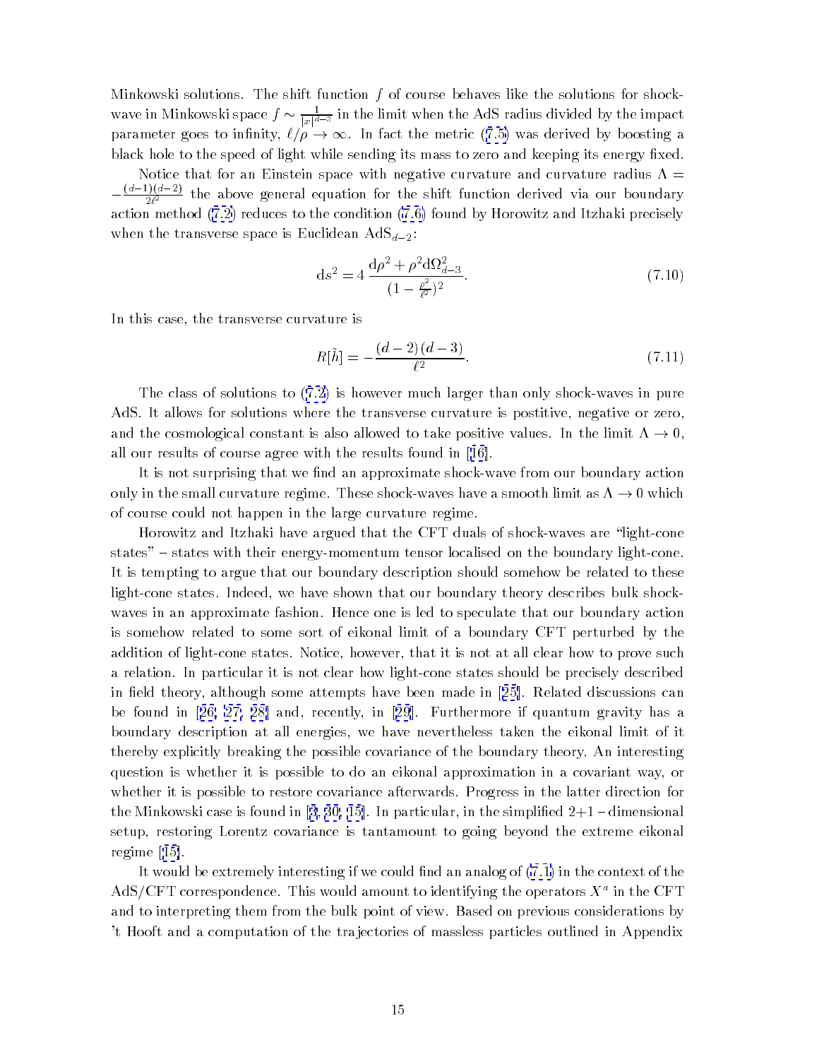Minkowski solutions. The shift function $f$ of course behaves like the solutions for shock-wave in Minkowski space $f \sim \frac{1}{|x|^{d-3}}$ in the limit when the AdS radius divided by the impact parameter goes to infinity, $\ell/\rho \to \infty$. In fact the metric (7.5) was derived by boosting a black hole to the speed of light while sending its mass to zero and keeping its energy fixed.

Notice that for an Einstein space with negative curvature and curvature radius $\Lambda = -\frac{(d-1)(d-2)}{2\ell^2}$ the above general equation for the shift function derived via our boundary action method (7.2) reduces to the condition (7.6) found by Horowitz and Itzhaki precisely when the transverse space is Euclidean AdS$_{d-2}$:

$$\mathrm{d}s^2 = 4\,\frac{\mathrm{d}\rho^2 + \rho^2 \mathrm{d}\Omega_{d-3}^2}{(1-\frac{\rho^2}{\ell^2})^2}. \tag{7.10}$$

In this case, the transverse curvature is

$$R[\tilde{h}] = -\frac{(d-2)(d-3)}{\ell^2}. \tag{7.11}$$

The class of solutions to (7.2) is however much larger than only shock-waves in pure AdS. It allows for solutions where the transverse curvature is postitive, negative or zero, and the cosmological constant is also allowed to take positive values. In the limit $\Lambda \to 0$, all our results of course agree with the results found in [16].

It is not surprising that we find an approximate shock-wave from our boundary action only in the small curvature regime. These shock-waves have a smooth limit as $\Lambda \to 0$ which of course could not happen in the large curvature regime.

Horowitz and Itzhaki have argued that the CFT duals of shock-waves are "light-cone states" – states with their energy-momentum tensor localised on the boundary light-cone. It is tempting to argue that our boundary description should somehow be related to these light-cone states. Indeed, we have shown that our boundary theory describes bulk shock-waves in an approximate fashion. Hence one is led to speculate that our boundary action is somehow related to some sort of eikonal limit of a boundary CFT perturbed by the addition of light-cone states. Notice, however, that it is not at all clear how to prove such a relation. In particular it is not clear how light-cone states should be precisely described in field theory, although some attempts have been made in [25]. Related discussions can be found in [26, 27, 28] and, recently, in [29]. Furthermore if quantum gravity has a boundary description at all energies, we have nevertheless taken the eikonal limit of it thereby explicitly breaking the possible covariance of the boundary theory. An interesting question is whether it is possible to do an eikonal approximation in a covariant way, or whether it is possible to restore covariance afterwards. Progress in the latter direction for the Minkowski case is found in [3, 30, 15]. In particular, in the simplified 2+1 – dimensional setup, restoring Lorentz covariance is tantamount to going beyond the extreme eikonal regime [15].

It would be extremely interesting if we could find an analog of (7.1) in the context of the AdS/CFT correspondence. This would amount to identifying the operators $X^a$ in the CFT and to interpreting them from the bulk point of view. Based on previous considerations by 't Hooft and a computation of the trajectories of massless particles outlined in Appendix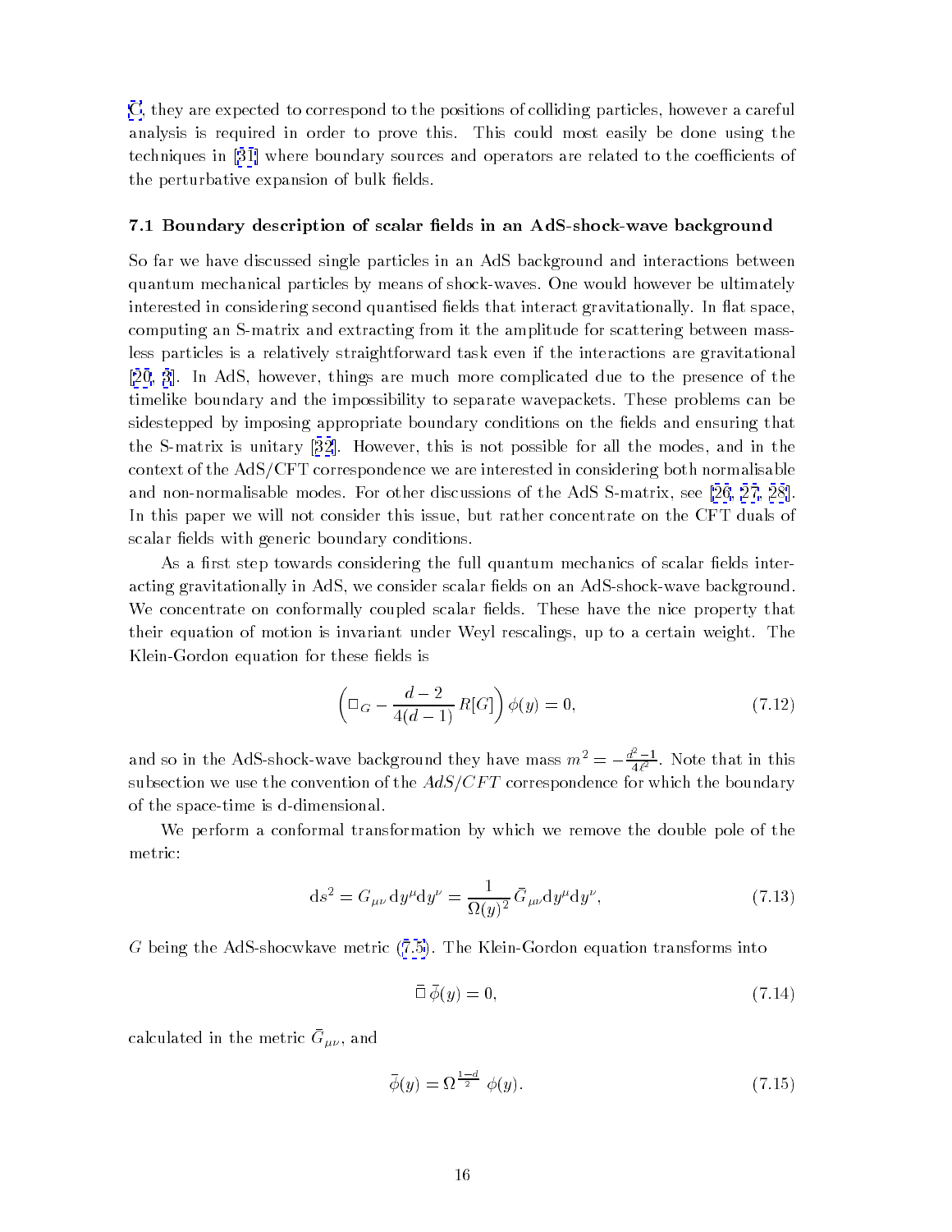[C], they are expected to correspond to the positions of colliding particles, however a careful analysis is required in order to prove this. This could most easily be done using the techniques in [31] where boundary sources and operators are related to the coefficients of the perturbative expansion of bulk fields.

### 7.1 Boundary description of scalar fields in an AdS-shock-wave background

So far we have discussed single particles in an AdS background and interactions between quantum mechanical particles by means of shock-waves. One would however be ultimately interested in considering second quantised fields that interact gravitationally. In flat space, computing an S-matrix and extracting from it the amplitude for scattering between massless particles is a relatively straightforward task even if the interactions are gravitational [20, 3]. In AdS, however, things are much more complicated due to the presence of the timelike boundary and the impossibility to separate wavepackets. These problems can be sidestepped by imposing appropriate boundary conditions on the fields and ensuring that the S-matrix is unitary [32]. However, this is not possible for all the modes, and in the context of the AdS/CFT correspondence we are interested in considering both normalisable and non-normalisable modes. For other discussions of the AdS S-matrix, see [26, 27, 28]. In this paper we will not consider this issue, but rather concentrate on the CFT duals of scalar fields with generic boundary conditions.

As a first step towards considering the full quantum mechanics of scalar fields interacting gravitationally in AdS, we consider scalar fields on an AdS-shock-wave background. We concentrate on conformally coupled scalar fields. These have the nice property that their equation of motion is invariant under Weyl rescalings, up to a certain weight. The Klein-Gordon equation for these fields is

$$\left(\Box_G - \frac{d-2}{4(d-1)}\,R[G]\right)\phi(y) = 0, \tag{7.12}$$

and so in the AdS-shock-wave background they have mass $m^2 = -\frac{d^2-1}{4\ell^2}$. Note that in this subsection we use the convention of the $AdS/CFT$ correspondence for which the boundary of the space-time is d-dimensional.

We perform a conformal transformation by which we remove the double pole of the metric:

$$\mathrm{d}s^2 = G_{\mu\nu}\,\mathrm{d}y^\mu \mathrm{d}y^\nu = \frac{1}{\Omega(y)^2}\,\bar{G}_{\mu\nu}\mathrm{d}y^\mu \mathrm{d}y^\nu, \tag{7.13}$$

$G$ being the AdS-shocwkave metric (7.5). The Klein-Gordon equation transforms into

$$\bar{\Box}\,\bar{\phi}(y) = 0, \tag{7.14}$$

calculated in the metric $\bar{G}_{\mu\nu}$, and

$$\bar{\phi}(y) = \Omega^{\frac{1-d}{2}}\;\phi(y). \tag{7.15}$$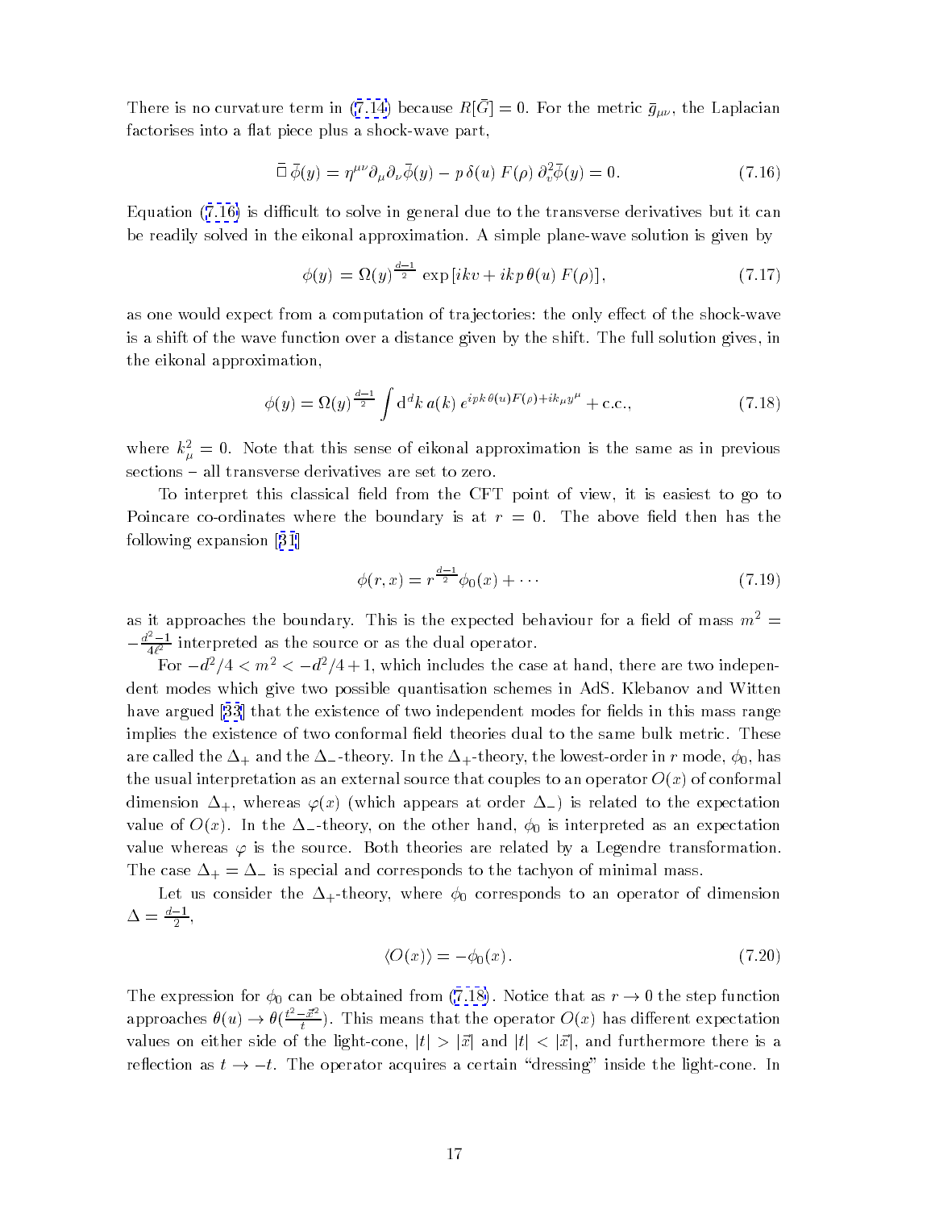There is no curvature term in (7.14) because $R[\bar{G}] = 0$. For the metric $\bar{g}_{\mu\nu}$, the Laplacian factorises into a flat piece plus a shock-wave part,

$$\bar{\Box}\,\bar{\phi}(y) = \eta^{\mu\nu}\partial_\mu\partial_\nu\bar{\phi}(y) - p\,\delta(u)\,F(\rho)\,\partial_v^2\bar{\phi}(y) = 0. \tag{7.16}$$

Equation (7.16) is difficult to solve in general due to the transverse derivatives but it can be readily solved in the eikonal approximation. A simple plane-wave solution is given by

$$\phi(y) = \Omega(y)^{\frac{d-1}{2}}\,\exp\left[ikv + ikp\,\theta(u)\,F(\rho)\right], \tag{7.17}$$

as one would expect from a computation of trajectories: the only effect of the shock-wave is a shift of the wave function over a distance given by the shift. The full solution gives, in the eikonal approximation,

$$\phi(y) = \Omega(y)^{\frac{d-1}{2}}\int \mathrm{d}^d k\, a(k)\, e^{ipk\,\theta(u)F(\rho) + ik_\mu y^\mu} + \text{c.c.}, \tag{7.18}$$

where $k_\mu^2 = 0$. Note that this sense of eikonal approximation is the same as in previous sections – all transverse derivatives are set to zero.

To interpret this classical field from the CFT point of view, it is easiest to go to Poincare co-ordinates where the boundary is at $r = 0$. The above field then has the following expansion [31]

$$\phi(r,x) = r^{\frac{d-1}{2}}\phi_0(x) + \cdots \tag{7.19}$$

as it approaches the boundary. This is the expected behaviour for a field of mass $m^2 = -\frac{d^2-1}{4\ell^2}$ interpreted as the source or as the dual operator.

For $-d^2/4 < m^2 < -d^2/4 + 1$, which includes the case at hand, there are two independent modes which give two possible quantisation schemes in AdS. Klebanov and Witten have argued [33] that the existence of two independent modes for fields in this mass range implies the existence of two conformal field theories dual to the same bulk metric. These are called the $\Delta_+$ and the $\Delta_-$-theory. In the $\Delta_+$-theory, the lowest-order in $r$ mode, $\phi_0$, has the usual interpretation as an external source that couples to an operator $O(x)$ of conformal dimension $\Delta_+$, whereas $\varphi(x)$ (which appears at order $\Delta_-$) is related to the expectation value of $O(x)$. In the $\Delta_-$-theory, on the other hand, $\phi_0$ is interpreted as an expectation value whereas $\varphi$ is the source. Both theories are related by a Legendre transformation. The case $\Delta_+ = \Delta_-$ is special and corresponds to the tachyon of minimal mass.

Let us consider the $\Delta_+$-theory, where $\phi_0$ corresponds to an operator of dimension $\Delta = \frac{d-1}{2}$,

$$\langle O(x)\rangle = -\phi_0(x). \tag{7.20}$$

The expression for $\phi_0$ can be obtained from (7.18). Notice that as $r \to 0$ the step function approaches $\theta(u) \to \theta(\frac{t^2 - \vec{x}^2}{t})$. This means that the operator $O(x)$ has different expectation values on either side of the light-cone, $|t| > |\vec{x}|$ and $|t| < |\vec{x}|$, and furthermore there is a reflection as $t \to -t$. The operator acquires a certain "dressing" inside the light-cone. In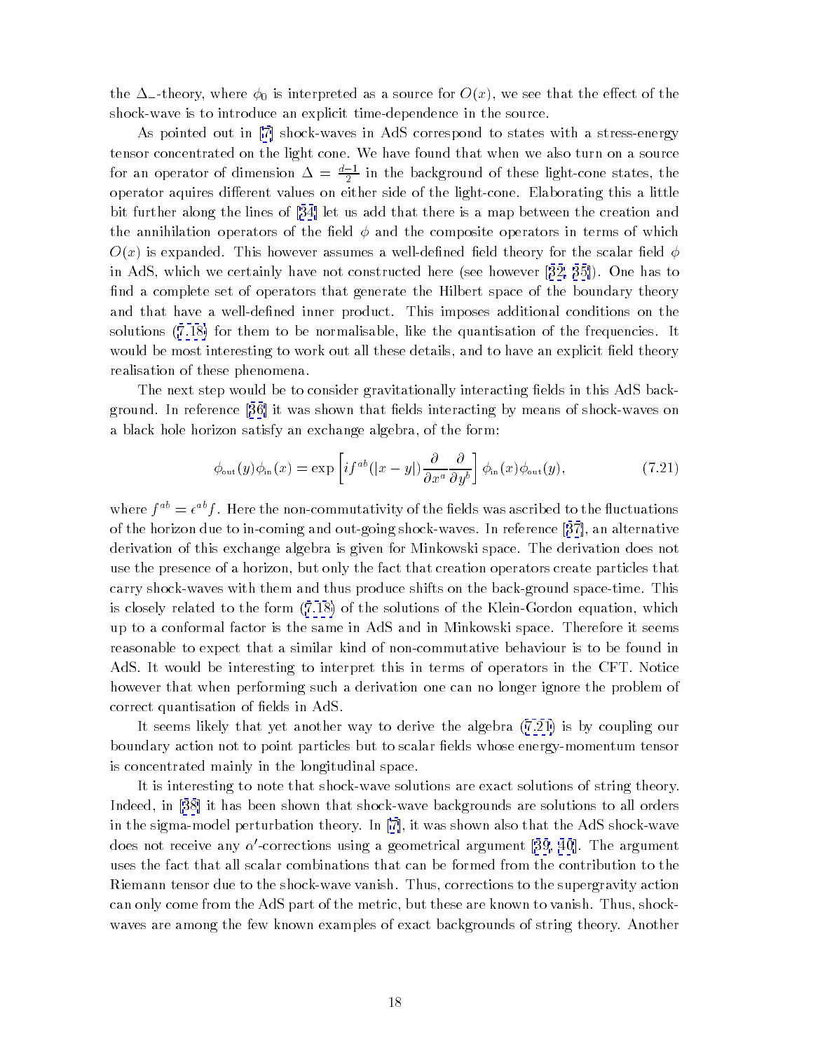the $\Delta_-$-theory, where $\phi_0$ is interpreted as a source for $O(x)$, we see that the effect of the shock-wave is to introduce an explicit time-dependence in the source.

As pointed out in [7] shock-waves in AdS correspond to states with a stress-energy tensor concentrated on the light cone. We have found that when we also turn on a source for an operator of dimension $\Delta = \frac{d-1}{2}$ in the background of these light-cone states, the operator aquires different values on either side of the light-cone. Elaborating this a little bit further along the lines of [34] let us add that there is a map between the creation and the annihilation operators of the field $\phi$ and the composite operators in terms of which $O(x)$ is expanded. This however assumes a well-defined field theory for the scalar field $\phi$ in AdS, which we certainly have not constructed here (see however [32, 35]). One has to find a complete set of operators that generate the Hilbert space of the boundary theory and that have a well-defined inner product. This imposes additional conditions on the solutions (7.18) for them to be normalisable, like the quantisation of the frequencies. It would be most interesting to work out all these details, and to have an explicit field theory realisation of these phenomena.

The next step would be to consider gravitationally interacting fields in this AdS background. In reference [36] it was shown that fields interacting by means of shock-waves on a black hole horizon satisfy an exchange algebra, of the form:

$$\phi_{\text{out}}(y)\phi_{\text{in}}(x) = \exp\left[if^{ab}(|x-y|)\frac{\partial}{\partial x^a}\frac{\partial}{\partial y^b}\right]\phi_{\text{in}}(x)\phi_{\text{out}}(y), \tag{7.21}$$

where $f^{ab} = \epsilon^{ab} f$. Here the non-commutativity of the fields was ascribed to the fluctuations of the horizon due to in-coming and out-going shock-waves. In reference [37], an alternative derivation of this exchange algebra is given for Minkowski space. The derivation does not use the presence of a horizon, but only the fact that creation operators create particles that carry shock-waves with them and thus produce shifts on the back-ground space-time. This is closely related to the form (7.18) of the solutions of the Klein-Gordon equation, which up to a conformal factor is the same in AdS and in Minkowski space. Therefore it seems reasonable to expect that a similar kind of non-commutative behaviour is to be found in AdS. It would be interesting to interpret this in terms of operators in the CFT. Notice however that when performing such a derivation one can no longer ignore the problem of correct quantisation of fields in AdS.

It seems likely that yet another way to derive the algebra (7.21) is by coupling our boundary action not to point particles but to scalar fields whose energy-momentum tensor is concentrated mainly in the longitudinal space.

It is interesting to note that shock-wave solutions are exact solutions of string theory. Indeed, in [38] it has been shown that shock-wave backgrounds are solutions to all orders in the sigma-model perturbation theory. In [7], it was shown also that the AdS shock-wave does not receive any $\alpha'$-corrections using a geometrical argument [39, 40]. The argument uses the fact that all scalar combinations that can be formed from the contribution to the Riemann tensor due to the shock-wave vanish. Thus, corrections to the supergravity action can only come from the AdS part of the metric, but these are known to vanish. Thus, shock-waves are among the few known examples of exact backgrounds of string theory. Another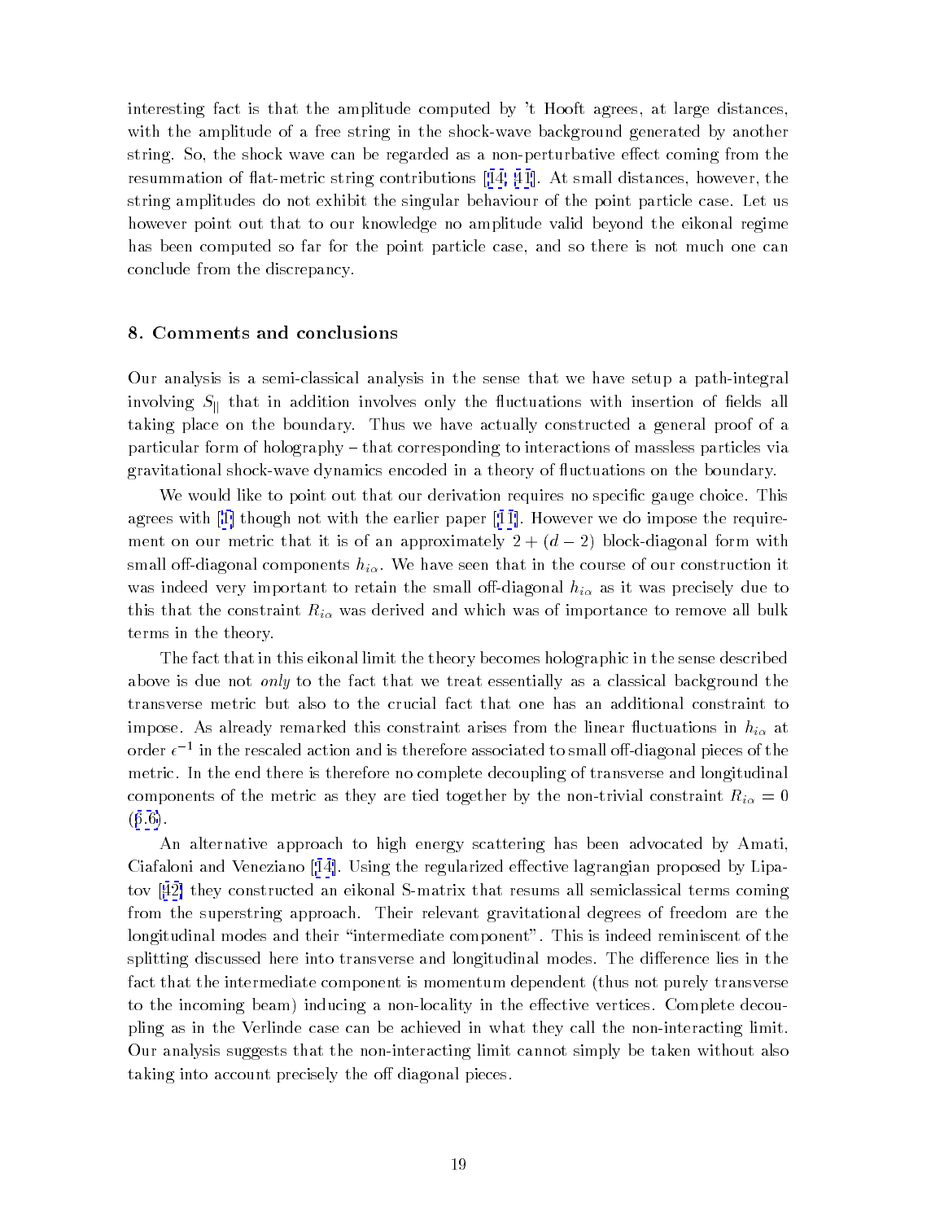interesting fact is that the amplitude computed by 't Hooft agrees, at large distances, with the amplitude of a free string in the shock-wave background generated by another string. So, the shock wave can be regarded as a non-perturbative effect coming from the resummation of flat-metric string contributions [14, 41]. At small distances, however, the string amplitudes do not exhibit the singular behaviour of the point particle case. Let us however point out that to our knowledge no amplitude valid beyond the eikonal regime has been computed so far for the point particle case, and so there is not much one can conclude from the discrepancy.

## 8. Comments and conclusions

Our analysis is a semi-classical analysis in the sense that we have setup a path-integral involving $S_{||}$ that in addition involves only the fluctuations with insertion of fields all taking place on the boundary. Thus we have actually constructed a general proof of a particular form of holography – that corresponding to interactions of massless particles via gravitational shock-wave dynamics encoded in a theory of fluctuations on the boundary.

We would like to point out that our derivation requires no specific gauge choice. This agrees with [1] though not with the earlier paper [11]. However we do impose the requirement on our metric that it is of an approximately $2 + (d-2)$ block-diagonal form with small off-diagonal components $h_{i\alpha}$. We have seen that in the course of our construction it was indeed very important to retain the small off-diagonal $h_{i\alpha}$ as it was precisely due to this that the constraint $R_{i\alpha}$ was derived and which was of importance to remove all bulk terms in the theory.

The fact that in this eikonal limit the theory becomes holographic in the sense described above is due not *only* to the fact that we treat essentially as a classical background the transverse metric but also to the crucial fact that one has an additional constraint to impose. As already remarked this constraint arises from the linear fluctuations in $h_{i\alpha}$ at order $\epsilon^{-1}$ in the rescaled action and is therefore associated to small off-diagonal pieces of the metric. In the end there is therefore no complete decoupling of transverse and longitudinal components of the metric as they are tied together by the non-trivial constraint $R_{i\alpha} = 0$ (5.6).

An alternative approach to high energy scattering has been advocated by Amati, Ciafaloni and Veneziano [14]. Using the regularized effective lagrangian proposed by Lipatov [42] they constructed an eikonal S-matrix that resums all semiclassical terms coming from the superstring approach. Their relevant gravitational degrees of freedom are the longitudinal modes and their "intermediate component". This is indeed reminiscent of the splitting discussed here into transverse and longitudinal modes. The difference lies in the fact that the intermediate component is momentum dependent (thus not purely transverse to the incoming beam) inducing a non-locality in the effective vertices. Complete decoupling as in the Verlinde case can be achieved in what they call the non-interacting limit. Our analysis suggests that the non-interacting limit cannot simply be taken without also taking into account precisely the off diagonal pieces.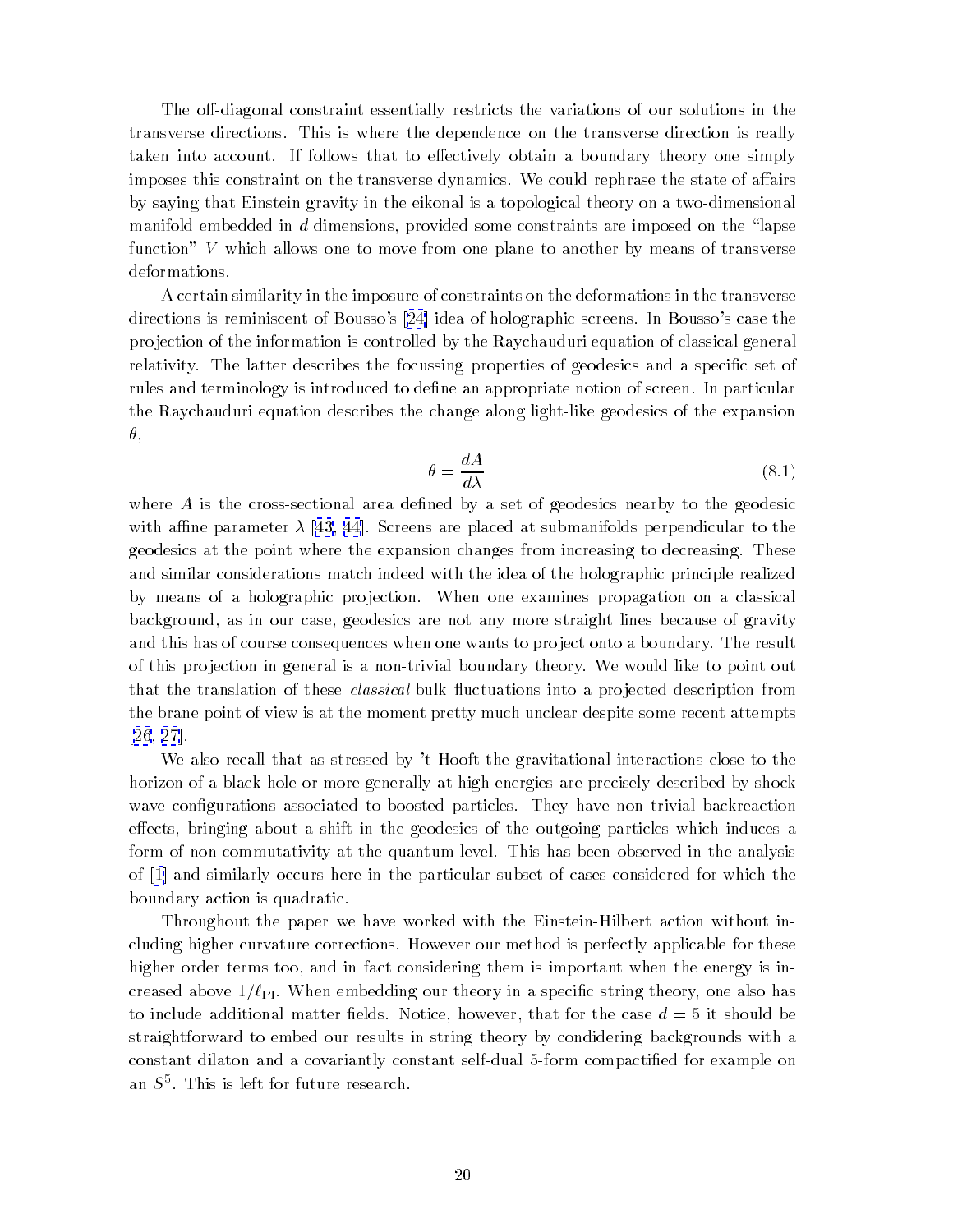The off-diagonal constraint essentially restricts the variations of our solutions in the transverse directions. This is where the dependence on the transverse direction is really taken into account. If follows that to effectively obtain a boundary theory one simply imposes this constraint on the transverse dynamics. We could rephrase the state of affairs by saying that Einstein gravity in the eikonal is a topological theory on a two-dimensional manifold embedded in $d$ dimensions, provided some constraints are imposed on the "lapse function" $V$ which allows one to move from one plane to another by means of transverse deformations.

A certain similarity in the imposure of constraints on the deformations in the transverse directions is reminiscent of Bousso's [24] idea of holographic screens. In Bousso's case the projection of the information is controlled by the Raychauduri equation of classical general relativity. The latter describes the focussing properties of geodesics and a specific set of rules and terminology is introduced to define an appropriate notion of screen. In particular the Raychauduri equation describes the change along light-like geodesics of the expansion $\theta$,

$$\theta = \frac{dA}{d\lambda} \tag{8.1}$$

where $A$ is the cross-sectional area defined by a set of geodesics nearby to the geodesic with affine parameter $\lambda$ [43, 44]. Screens are placed at submanifolds perpendicular to the geodesics at the point where the expansion changes from increasing to decreasing. These and similar considerations match indeed with the idea of the holographic principle realized by means of a holographic projection. When one examines propagation on a classical background, as in our case, geodesics are not any more straight lines because of gravity and this has of course consequences when one wants to project onto a boundary. The result of this projection in general is a non-trivial boundary theory. We would like to point out that the translation of these *classical* bulk fluctuations into a projected description from the brane point of view is at the moment pretty much unclear despite some recent attempts [26, 27].

We also recall that as stressed by 't Hooft the gravitational interactions close to the horizon of a black hole or more generally at high energies are precisely described by shock wave configurations associated to boosted particles. They have non trivial backreaction effects, bringing about a shift in the geodesics of the outgoing particles which induces a form of non-commutativity at the quantum level. This has been observed in the analysis of [1] and similarly occurs here in the particular subset of cases considered for which the boundary action is quadratic.

Throughout the paper we have worked with the Einstein-Hilbert action without including higher curvature corrections. However our method is perfectly applicable for these higher order terms too, and in fact considering them is important when the energy is increased above $1/\ell_{\rm Pl}$. When embedding our theory in a specific string theory, one also has to include additional matter fields. Notice, however, that for the case $d = 5$ it should be straightforward to embed our results in string theory by condidering backgrounds with a constant dilaton and a covariantly constant self-dual 5-form compactified for example on an $S^5$. This is left for future research.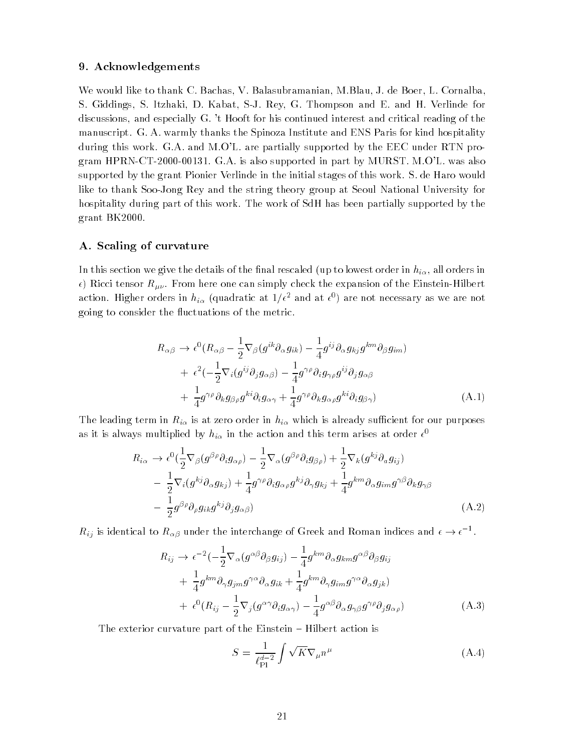## 9. Acknowledgements

We would like to thank C. Bachas, V. Balasubramanian, M.Blau, J. de Boer, L. Cornalba, S. Giddings, S. Itzhaki, D. Kabat, S-J. Rey, G. Thompson and E. and H. Verlinde for discussions, and especially G. 't Hooft for his continued interest and critical reading of the manuscript. G. A. warmly thanks the Spinoza Institute and ENS Paris for kind hospitality during this work. G.A. and M.O'L. are partially supported by the EEC under RTN program HPRN-CT-2000-00131. G.A. is also supported in part by MURST. M.O'L. was also supported by the grant Pionier Verlinde in the initial stages of this work. S. de Haro would like to thank Soo-Jong Rey and the string theory group at Seoul National University for hospitality during part of this work. The work of SdH has been partially supported by the grant BK2000.

## A. Scaling of curvature

In this section we give the details of the final rescaled (up to lowest order in $h_{i\alpha}$, all orders in $\epsilon$) Ricci tensor $R_{\mu\nu}$. From here one can simply check the expansion of the Einstein-Hilbert action. Higher orders in $h_{i\alpha}$ (quadratic at $1/\epsilon^2$ and at $\epsilon^0$) are not necessary as we are not going to consider the fluctuations of the metric.

$$
\begin{aligned}
R_{\alpha\beta} \to\ & \epsilon^0 (R_{\alpha\beta} - \frac{1}{2}\nabla_\beta (g^{ik}\partial_\alpha g_{ik}) - \frac{1}{4} g^{ij}\partial_\alpha g_{kj} g^{km}\partial_\beta g_{im}) \\
&+ \epsilon^2 (-\frac{1}{2}\nabla_i (g^{ij}\partial_j g_{\alpha\beta}) - \frac{1}{4} g^{\gamma\rho}\partial_i g_{\gamma\rho} g^{ij}\partial_j g_{\alpha\beta} \\
&+ \frac{1}{4} g^{\gamma\rho}\partial_k g_{\beta\rho} g^{ki}\partial_i g_{\alpha\gamma} + \frac{1}{4} g^{\gamma\rho}\partial_k g_{\alpha\rho} g^{ki}\partial_i g_{\beta\gamma})
\end{aligned}
\tag{A.1}
$$

The leading term in $R_{i\alpha}$ is at zero order in $h_{i\alpha}$ which is already sufficient for our purposes as it is always multiplied by $h_{i\alpha}$ in the action and this term arises at order $\epsilon^0$

$$
\begin{aligned}
R_{i\alpha} \to\ & \epsilon^0 (\frac{1}{2}\nabla_\beta (g^{\beta\rho}\partial_i g_{\alpha\rho}) - \frac{1}{2}\nabla_\alpha (g^{\beta\rho}\partial_i g_{\beta\rho}) + \frac{1}{2}\nabla_k (g^{kj}\partial_a g_{ij}) \\
&- \frac{1}{2}\nabla_i (g^{kj}\partial_\alpha g_{kj}) + \frac{1}{4} g^{\gamma\rho}\partial_i g_{\alpha\rho} g^{kj}\partial_\gamma g_{kj} + \frac{1}{4} g^{km}\partial_\alpha g_{im} g^{\gamma\beta}\partial_k g_{\gamma\beta} \\
&- \frac{1}{2} g^{\beta\rho}\partial_\rho g_{ik} g^{kj}\partial_j g_{\alpha\beta})
\end{aligned}
\tag{A.2}
$$

$R_{ij}$ is identical to $R_{\alpha\beta}$ under the interchange of Greek and Roman indices and $\epsilon \to \epsilon^{-1}$.

$$
\begin{aligned}
R_{ij} \to\ & \epsilon^{-2} (-\frac{1}{2}\nabla_\alpha (g^{\alpha\beta}\partial_\beta g_{ij}) - \frac{1}{4} g^{km}\partial_\alpha g_{km} g^{\alpha\beta}\partial_\beta g_{ij} \\
&+ \frac{1}{4} g^{km}\partial_\gamma g_{jm} g^{\gamma\alpha}\partial_\alpha g_{ik} + \frac{1}{4} g^{km}\partial_\gamma g_{im} g^{\gamma\alpha}\partial_\alpha g_{jk}) \\
&+ \epsilon^0 (R_{ij} - \frac{1}{2}\nabla_j (g^{\alpha\gamma}\partial_i g_{\alpha\gamma}) - \frac{1}{4} g^{\alpha\beta}\partial_\alpha g_{\gamma\beta} g^{\gamma\rho}\partial_j g_{\alpha\rho})
\end{aligned}
\tag{A.3}
$$

The exterior curvature part of the Einstein – Hilbert action is

$$
S = \frac{1}{\ell_{\rm Pl}^{d-2}} \int \sqrt{K} \nabla_\mu n^\mu
\tag{A.4}
$$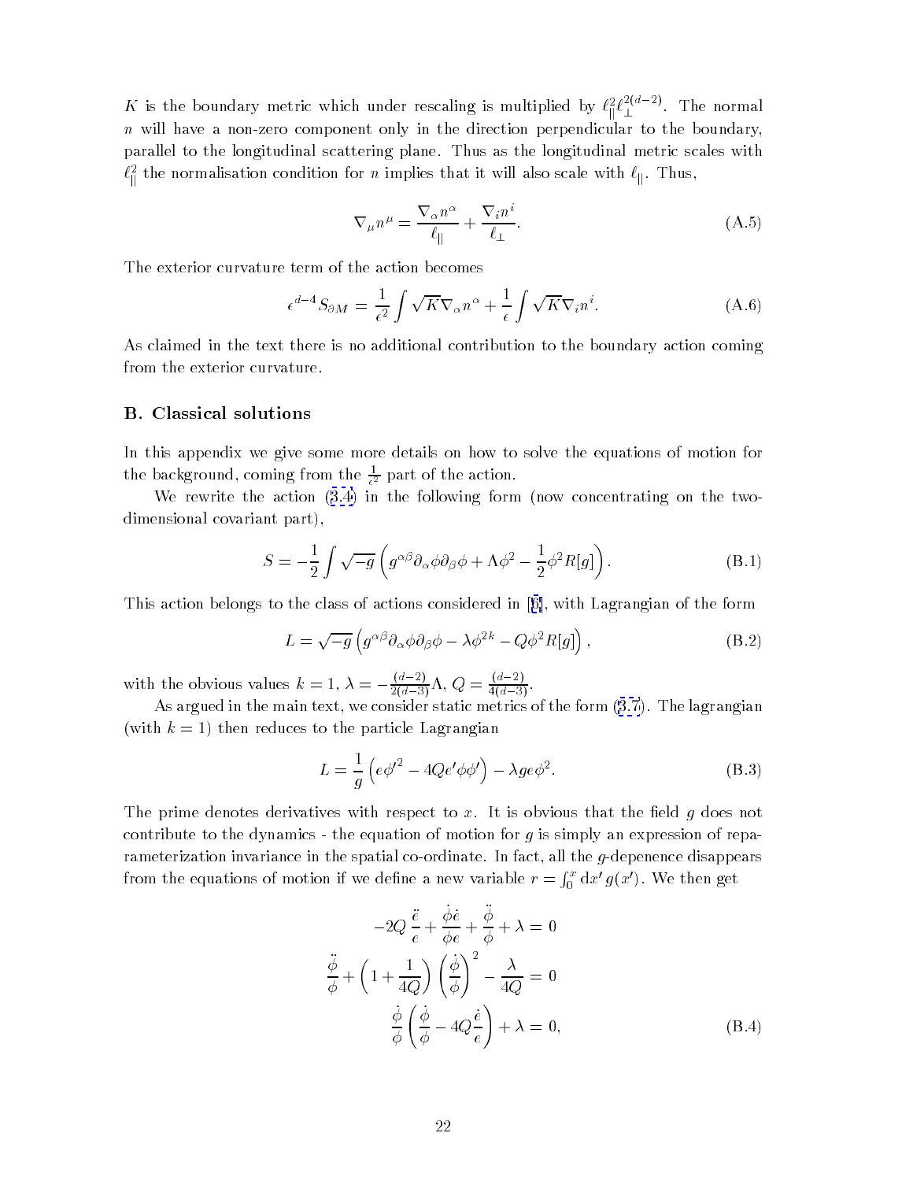$K$ is the boundary metric which under rescaling is multiplied by $\ell_{\|}^2 \ell_{\perp}^{2(d-2)}$. The normal $n$ will have a non-zero component only in the direction perpendicular to the boundary, parallel to the longitudinal scattering plane. Thus as the longitudinal metric scales with $\ell_{\|}^2$ the normalisation condition for $n$ implies that it will also scale with $\ell_{\|}$. Thus,

$$\nabla_\mu n^\mu = \frac{\nabla_\alpha n^\alpha}{\ell_{\|}} + \frac{\nabla_i n^i}{\ell_{\perp}}. \tag{A.5}$$

The exterior curvature term of the action becomes

$$\epsilon^{d-4} S_{\partial M} = \frac{1}{\epsilon^2}\int \sqrt{K}\nabla_\alpha n^\alpha + \frac{1}{\epsilon}\int \sqrt{K}\nabla_i n^i. \tag{A.6}$$

As claimed in the text there is no additional contribution to the boundary action coming from the exterior curvature.

## B. Classical solutions

In this appendix we give some more details on how to solve the equations of motion for the background, coming from the $\frac{1}{\epsilon^2}$ part of the action.

We rewrite the action (3.4) in the following form (now concentrating on the two-dimensional covariant part),

$$S = -\frac{1}{2}\int \sqrt{-g}\left(g^{\alpha\beta}\partial_\alpha\phi\partial_\beta\phi + \Lambda\phi^2 - \frac{1}{2}\phi^2 R[g]\right). \tag{B.1}$$

This action belongs to the class of actions considered in [6], with Lagrangian of the form

$$L = \sqrt{-g}\left(g^{\alpha\beta}\partial_\alpha\phi\partial_\beta\phi - \lambda\phi^{2k} - Q\phi^2 R[g]\right), \tag{B.2}$$

with the obvious values $k=1$, $\lambda = -\frac{(d-2)}{2(d-3)}\Lambda$, $Q = \frac{(d-2)}{4(d-3)}$.

As argued in the main text, we consider static metrics of the form (3.7). The lagrangian (with $k=1$) then reduces to the particle Lagrangian

$$L = \frac{1}{g}\left(e\phi'^2 - 4Qe'\phi\phi'\right) - \lambda g e\phi^2. \tag{B.3}$$

The prime denotes derivatives with respect to $x$. It is obvious that the field $g$ does not contribute to the dynamics - the equation of motion for $g$ is simply an expression of reparameterization invariance in the spatial co-ordinate. In fact, all the $g$-depenence disappears from the equations of motion if we define a new variable $r = \int_0^x \mathrm{d}x'\, g(x')$. We then get

$$\begin{aligned}
-2Q\,\frac{\ddot{e}}{e} + \frac{\dot{\phi}\dot{e}}{\phi e} + \frac{\ddot{\phi}}{\phi} + \lambda &= 0 \\
\frac{\ddot{\phi}}{\phi} + \left(1 + \frac{1}{4Q}\right)\left(\frac{\dot{\phi}}{\phi}\right)^2 - \frac{\lambda}{4Q} &= 0 \\
\frac{\dot{\phi}}{\phi}\left(\frac{\dot{\phi}}{\phi} - 4Q\frac{\dot{e}}{e}\right) + \lambda &= 0,
\end{aligned} \tag{B.4}$$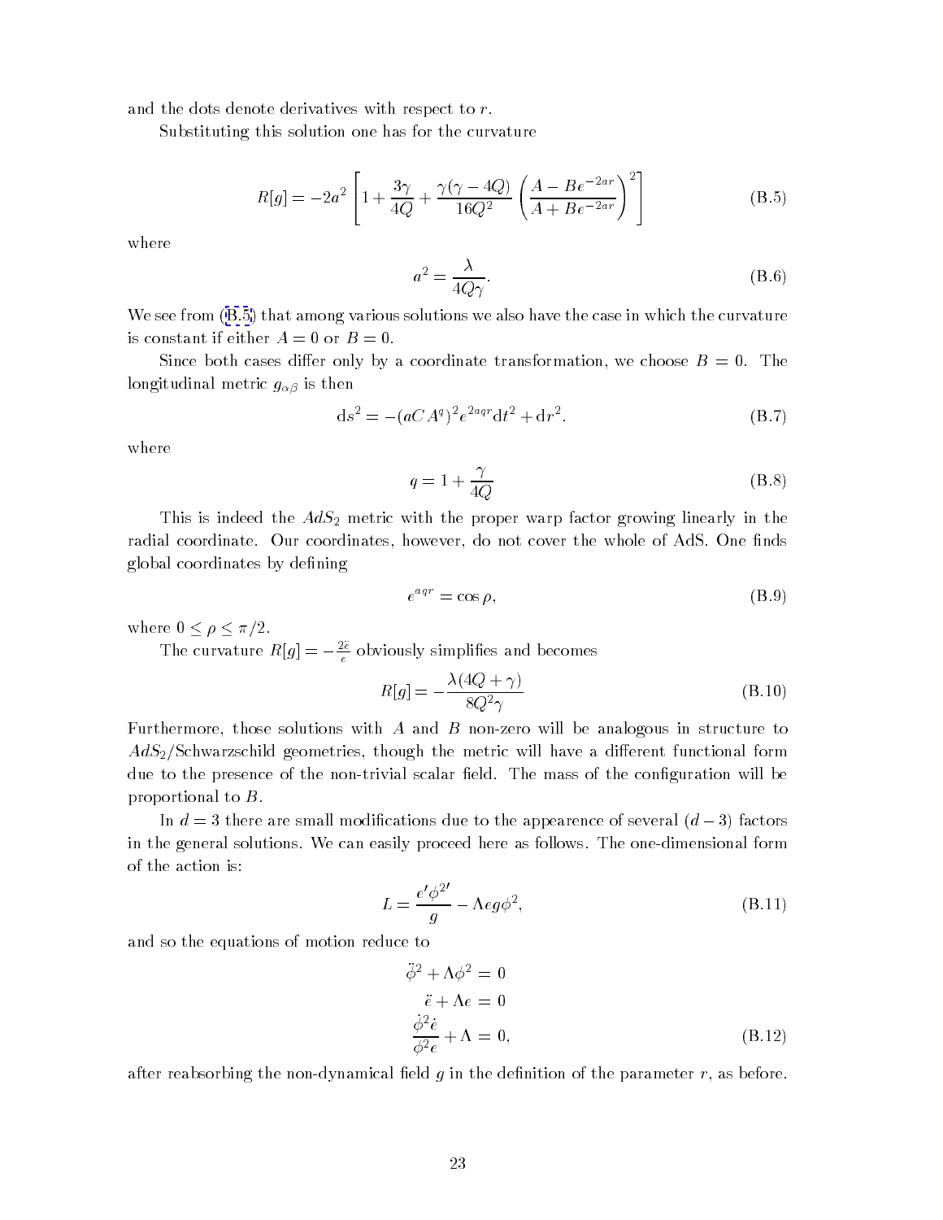and the dots denote derivatives with respect to $r$.

Substituting this solution one has for the curvature

$$R[g] = -2a^2 \left[ 1 + \frac{3\gamma}{4Q} + \frac{\gamma(\gamma - 4Q)}{16Q^2} \left( \frac{A - Be^{-2ar}}{A + Be^{-2ar}} \right)^2 \right] \tag{B.5}$$

where

$$a^2 = \frac{\lambda}{4Q\gamma}. \tag{B.6}$$

We see from (B.5) that among various solutions we also have the case in which the curvature is constant if either $A = 0$ or $B = 0$.

Since both cases differ only by a coordinate transformation, we choose $B = 0$. The longitudinal metric $g_{\alpha\beta}$ is then

$$\mathrm{d}s^2 = -(aCA^q)^2 e^{2aqr} \mathrm{d}t^2 + \mathrm{d}r^2. \tag{B.7}$$

where

$$q = 1 + \frac{\gamma}{4Q} \tag{B.8}$$

This is indeed the $AdS_2$ metric with the proper warp factor growing linearly in the radial coordinate. Our coordinates, however, do not cover the whole of AdS. One finds global coordinates by defining

$$e^{aqr} = \cos\rho, \tag{B.9}$$

where $0 \leq \rho \leq \pi/2$.

The curvature $R[g] = -\frac{2\ddot{e}}{e}$ obviously simplifies and becomes

$$R[g] = -\frac{\lambda(4Q + \gamma)}{8Q^2\gamma} \tag{B.10}$$

Furthermore, those solutions with $A$ and $B$ non-zero will be analogous in structure to $AdS_2$/Schwarzschild geometries, though the metric will have a different functional form due to the presence of the non-trivial scalar field. The mass of the configuration will be proportional to $B$.

In $d = 3$ there are small modifications due to the appearence of several $(d-3)$ factors in the general solutions. We can easily proceed here as follows. The one-dimensional form of the action is:

$$L = \frac{e'\phi^{2\prime}}{g} - \Lambda e g \phi^2, \tag{B.11}$$

and so the equations of motion reduce to

$$\begin{aligned} \ddot{\phi}^2 + \Lambda\phi^2 &= 0 \\ \ddot{e} + \Lambda e &= 0 \\ \frac{\dot{\phi}^2 \dot{e}}{\phi^2 e} + \Lambda &= 0, \end{aligned} \tag{B.12}$$

after reabsorbing the non-dynamical field $g$ in the definition of the parameter $r$, as before.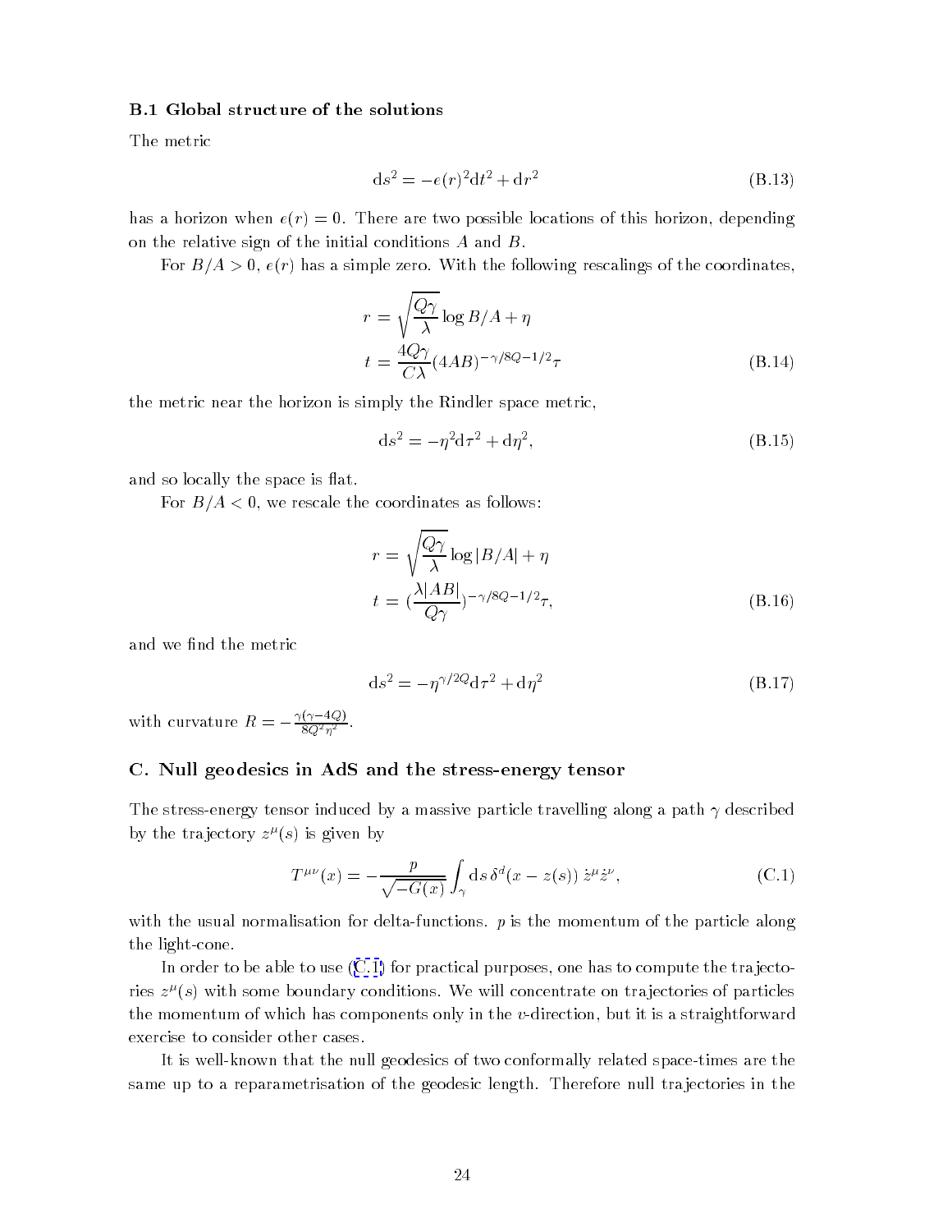### B.1 Global structure of the solutions

The metric

$$\mathrm{d}s^2 = -e(r)^2 \mathrm{d}t^2 + \mathrm{d}r^2 \tag{B.13}$$

has a horizon when $e(r) = 0$. There are two possible locations of this horizon, depending on the relative sign of the initial conditions $A$ and $B$.

For $B/A > 0$, $e(r)$ has a simple zero. With the following rescalings of the coordinates,

$$\begin{aligned} r &= \sqrt{\frac{Q\gamma}{\lambda}} \log B/A + \eta \\ t &= \frac{4Q\gamma}{C\lambda}(4AB)^{-\gamma/8Q-1/2}\tau \end{aligned} \tag{B.14}$$

the metric near the horizon is simply the Rindler space metric,

$$\mathrm{d}s^2 = -\eta^2 \mathrm{d}\tau^2 + \mathrm{d}\eta^2, \tag{B.15}$$

and so locally the space is flat.

For $B/A < 0$, we rescale the coordinates as follows:

$$\begin{aligned} r &= \sqrt{\frac{Q\gamma}{\lambda}} \log |B/A| + \eta \\ t &= (\frac{\lambda |AB|}{Q\gamma})^{-\gamma/8Q-1/2}\tau, \end{aligned} \tag{B.16}$$

and we find the metric

$$\mathrm{d}s^2 = -\eta^{\gamma/2Q} \mathrm{d}\tau^2 + \mathrm{d}\eta^2 \tag{B.17}$$

with curvature $R = -\frac{\gamma(\gamma-4Q)}{8Q^2\eta^2}$.

## C. Null geodesics in AdS and the stress-energy tensor

The stress-energy tensor induced by a massive particle travelling along a path $\gamma$ described by the trajectory $z^\mu(s)$ is given by

$$T^{\mu\nu}(x) = -\frac{p}{\sqrt{-G(x)}} \int_\gamma \mathrm{d}s\, \delta^d(x - z(s))\, \dot{z}^\mu \dot{z}^\nu, \tag{C.1}$$

with the usual normalisation for delta-functions. $p$ is the momentum of the particle along the light-cone.

In order to be able to use (C.1) for practical purposes, one has to compute the trajectories $z^\mu(s)$ with some boundary conditions. We will concentrate on trajectories of particles the momentum of which has components only in the $v$-direction, but it is a straightforward exercise to consider other cases.

It is well-known that the null geodesics of two conformally related space-times are the same up to a reparametrisation of the geodesic length. Therefore null trajectories in the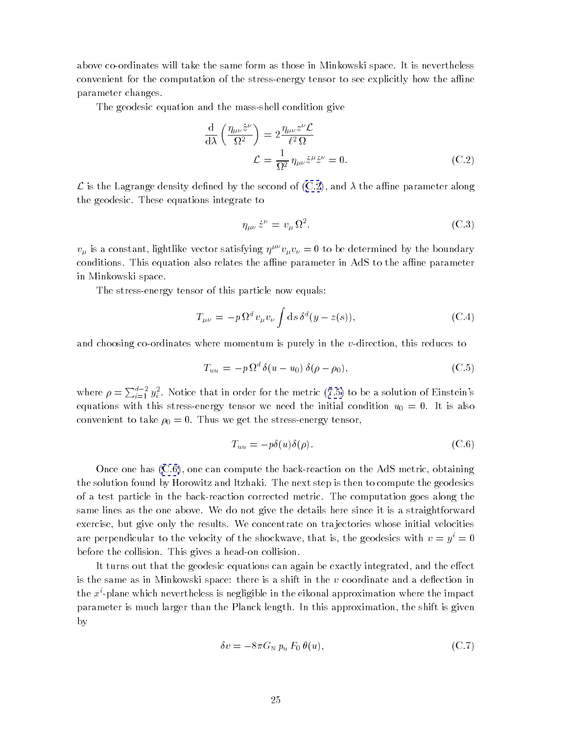above co-ordinates will take the same form as those in Minkowski space. It is nevertheless convenient for the computation of the stress-energy tensor to see explicitly how the affine parameter changes.

The geodesic equation and the mass-shell condition give

$$\frac{\mathrm{d}}{\mathrm{d}\lambda}\left(\frac{\eta_{\mu\nu}\dot{z}^\nu}{\Omega^2}\right) = 2\,\frac{\eta_{\mu\nu} z^\nu \mathcal{L}}{\ell^2\,\Omega}$$
$$\mathcal{L} = \frac{1}{\Omega^2}\,\eta_{\mu\nu}\dot{z}^\mu\dot{z}^\nu = 0. \tag{C.2}$$

$\mathcal{L}$ is the Lagrange density defined by the second of (C.2), and $\lambda$ the affine parameter along the geodesic. These equations integrate to

$$\eta_{\mu\nu}\,\dot{z}^\nu = v_\mu\,\Omega^2. \tag{C.3}$$

$v_\mu$ is a constant, lightlike vector satisfying $\eta^{\mu\nu}v_\mu v_\nu = 0$ to be determined by the boundary conditions. This equation also relates the affine parameter in AdS to the affine parameter in Minkowski space.

The stress-energy tensor of this particle now equals:

$$T_{\mu\nu} = -p\,\Omega^d\,v_\mu v_\nu \int \mathrm{d}s\,\delta^d(y - z(s)), \tag{C.4}$$

and choosing co-ordinates where momentum is purely in the $v$-direction, this reduces to

$$T_{uu} = -p\,\Omega^d\,\delta(u-u_0)\,\delta(\rho-\rho_0), \tag{C.5}$$

where $\rho = \sum_{i=1}^{d-2} y_i^2$. Notice that in order for the metric (7.5) to be a solution of Einstein's equations with this stress-energy tensor we need the initial condition $u_0 = 0$. It is also convenient to take $\rho_0 = 0$. Thus we get the stress-energy tensor,

$$T_{uu} = -p\delta(u)\delta(\rho). \tag{C.6}$$

Once one has (C.6), one can compute the back-reaction on the AdS metric, obtaining the solution found by Horowitz and Itzhaki. The next step is then to compute the geodesics of a test particle in the back-reaction corrected metric. The computation goes along the same lines as the one above. We do not give the details here since it is a straightforward exercise, but give only the results. We concentrate on trajectories whose initial velocities are perpendicular to the velocity of the shockwave, that is, the geodesics with $v = y^i = 0$ before the collision. This gives a head-on collision.

It turns out that the geodesic equations can again be exactly integrated, and the effect is the same as in Minkowski space: there is a shift in the $v$ coordinate and a deflection in the $x^i$-plane which nevertheless is negligible in the eikonal approximation where the impact parameter is much larger than the Planck length. In this approximation, the shift is given by

$$\delta v = -8\pi G_{\mathrm{N}}\,p_u\,F_0\,\theta(u), \tag{C.7}$$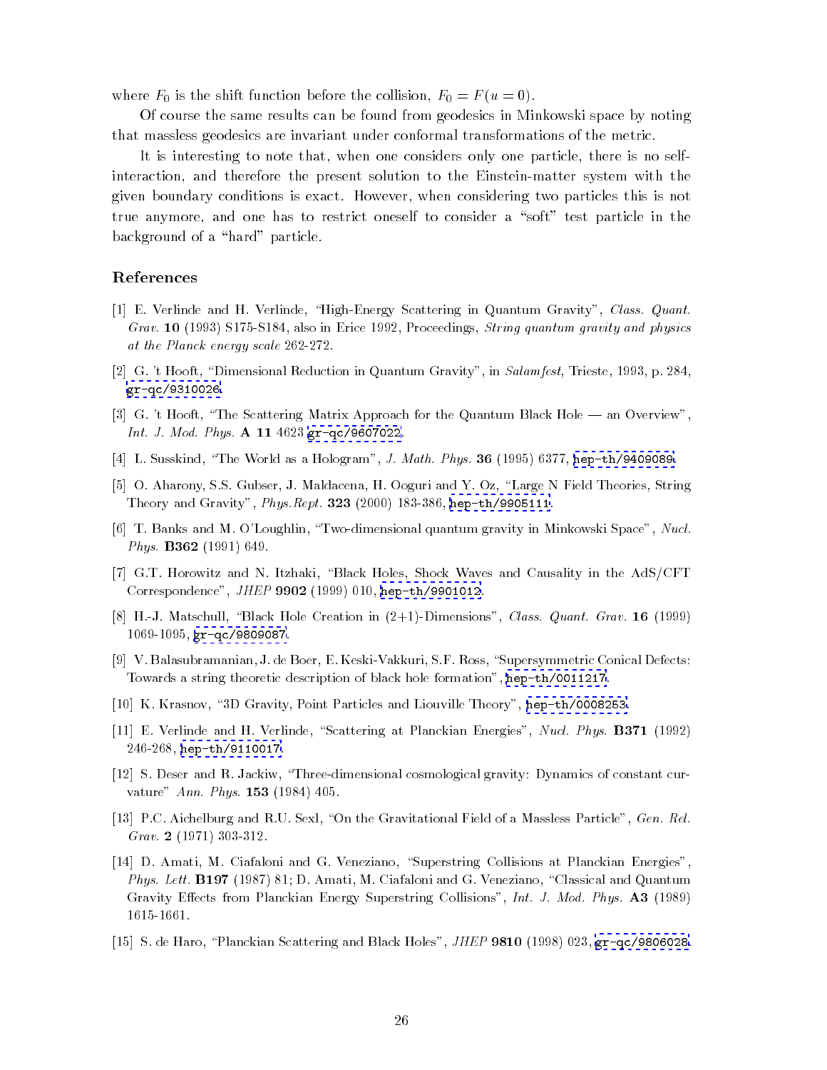where $F_0$ is the shift function before the collision, $F_0 = F(u = 0)$.

Of course the same results can be found from geodesics in Minkowski space by noting that massless geodesics are invariant under conformal transformations of the metric.

It is interesting to note that, when one considers only one particle, there is no self-interaction, and therefore the present solution to the Einstein-matter system with the given boundary conditions is exact. However, when considering two particles this is not true anymore, and one has to restrict oneself to consider a "soft" test particle in the background of a "hard" particle.

## References

[1] E. Verlinde and H. Verlinde, "High-Energy Scattering in Quantum Gravity", *Class. Quant. Grav.* **10** (1993) S175-S184, also in Erice 1992, Proceedings, *String quantum gravity and physics at the Planck energy scale* 262-272.

[2] G. 't Hooft, "Dimensional Reduction in Quantum Gravity", in *Salamfest*, Trieste, 1993, p. 284, gr-qc/9310026.

[3] G. 't Hooft, "The Scattering Matrix Approach for the Quantum Black Hole — an Overview", *Int. J. Mod. Phys.* **A 11** 4623 gr-qc/9607022.

[4] L. Susskind, "The World as a Hologram", *J. Math. Phys.* **36** (1995) 6377, hep-th/9409089.

[5] O. Aharony, S.S. Gubser, J. Maldacena, H. Ooguri and Y. Oz, "Large N Field Theories, String Theory and Gravity", *Phys.Rept.* **323** (2000) 183-386, hep-th/9905111.

[6] T. Banks and M. O'Loughlin, "Two-dimensional quantum gravity in Minkowski Space", *Nucl. Phys.* **B362** (1991) 649.

[7] G.T. Horowitz and N. Itzhaki, "Black Holes, Shock Waves and Causality in the AdS/CFT Correspondence", *JHEP* **9902** (1999) 010, hep-th/9901012.

[8] H.-J. Matschull, "Black Hole Creation in (2+1)-Dimensions", *Class. Quant. Grav.* **16** (1999) 1069-1095, gr-qc/9809087.

[9] V. Balasubramanian, J. de Boer, E. Keski-Vakkuri, S.F. Ross, "Supersymmetric Conical Defects: Towards a string theoretic description of black hole formation", hep-th/0011217.

[10] K. Krasnov, "3D Gravity, Point Particles and Liouville Theory", hep-th/0008253.

[11] E. Verlinde and H. Verlinde, "Scattering at Planckian Energies", *Nucl. Phys.* **B371** (1992) 246-268, hep-th/9110017.

[12] S. Deser and R. Jackiw, "Three-dimensional cosmological gravity: Dynamics of constant curvature" *Ann. Phys.* **153** (1984) 405.

[13] P.C. Aichelburg and R.U. Sexl, "On the Gravitational Field of a Massless Particle", *Gen. Rel. Grav.* **2** (1971) 303-312.

[14] D. Amati, M. Ciafaloni and G. Veneziano, "Superstring Collisions at Planckian Energies", *Phys. Lett.* **B197** (1987) 81; D. Amati, M. Ciafaloni and G. Veneziano, "Classical and Quantum Gravity Effects from Planckian Energy Superstring Collisions", *Int. J. Mod. Phys.* **A3** (1989) 1615-1661.

[15] S. de Haro, "Planckian Scattering and Black Holes", *JHEP* **9810** (1998) 023, gr-qc/9806028.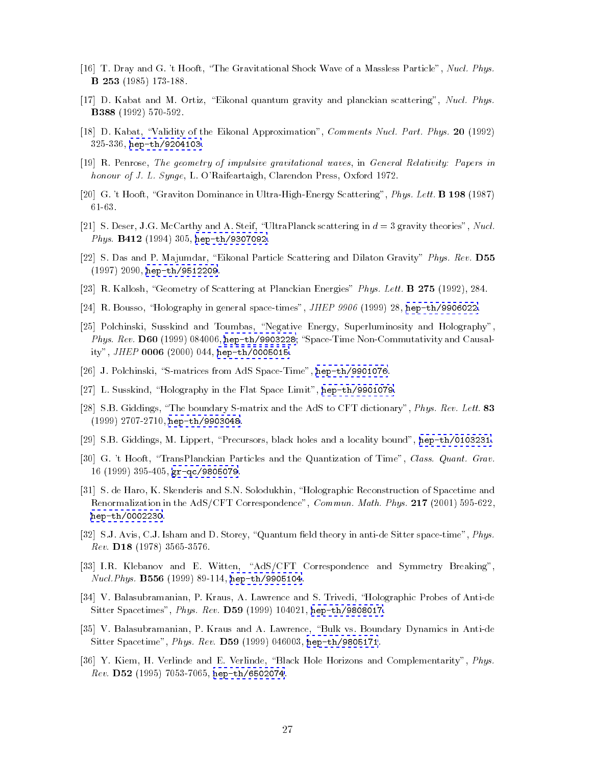[16] T. Dray and G. 't Hooft, "The Gravitational Shock Wave of a Massless Particle", *Nucl. Phys.* **B 253** (1985) 173-188.

[17] D. Kabat and M. Ortiz, "Eikonal quantum gravity and planckian scattering", *Nucl. Phys.* **B388** (1992) 570-592.

[18] D. Kabat, "Validity of the Eikonal Approximation", *Comments Nucl. Part. Phys.* **20** (1992) 325-336, hep-th/9204103.

[19] R. Penrose, *The geometry of impulsive gravitational waves*, in *General Relativity: Papers in honour of J. L. Synge*, L. O'Raifeartaigh, Clarendon Press, Oxford 1972.

[20] G. 't Hooft, "Graviton Dominance in Ultra-High-Energy Scattering", *Phys. Lett.* **B 198** (1987) 61-63.

[21] S. Deser, J.G. McCarthy and A. Steif, "UltraPlanck scattering in $d = 3$ gravity theories", *Nucl. Phys.* **B412** (1994) 305, hep-th/9307092.

[22] S. Das and P. Majumdar, "Eikonal Particle Scattering and Dilaton Gravity" *Phys. Rev.* **D55** (1997) 2090, hep-th/9512209.

[23] R. Kallosh, "Geometry of Scattering at Planckian Energies" *Phys. Lett.* **B 275** (1992), 284.

[24] R. Bousso, "Holography in general space-times", *JHEP 9906* (1999) 28, hep-th/9906022.

[25] Polchinski, Susskind and Toumbas, "Negative Energy, Superluminosity and Holography", *Phys. Rev.* **D60** (1999) 084006, hep-th/9903228; "Space-Time Non-Commutativity and Causality", *JHEP* **0006** (2000) 044, hep-th/0005015.

[26] J. Polchinski, "S-matrices from AdS Space-Time", hep-th/9901076.

[27] L. Susskind, "Holography in the Flat Space Limit", hep-th/9901079.

[28] S.B. Giddings, "The boundary S-matrix and the AdS to CFT dictionary", *Phys. Rev. Lett.* **83** (1999) 2707-2710, hep-th/9903048.

[29] S.B. Giddings, M. Lippert, "Precursors, black holes and a locality bound", hep-th/0103231.

[30] G. 't Hooft, "TransPlanckian Particles and the Quantization of Time", *Class. Quant. Grav.* 16 (1999) 395-405, gr-qc/9805079.

[31] S. de Haro, K. Skenderis and S.N. Solodukhin, "Holographic Reconstruction of Spacetime and Renormalization in the AdS/CFT Correspondence", *Commun. Math. Phys.* **217** (2001) 595-622, hep-th/0002230.

[32] S.J. Avis, C.J. Isham and D. Storey, "Quantum field theory in anti-de Sitter space-time", *Phys. Rev.* **D18** (1978) 3565-3576.

[33] I.R. Klebanov and E. Witten, "AdS/CFT Correspondence and Symmetry Breaking", *Nucl.Phys.* **B556** (1999) 89-114, hep-th/9905104.

[34] V. Balasubramanian, P. Kraus, A. Lawrence and S. Trivedi, "Holographic Probes of Anti-de Sitter Spacetimes", *Phys. Rev.* **D59** (1999) 104021, hep-th/9808017.

[35] V. Balasubramanian, P. Kraus and A. Lawrence, "Bulk vs. Boundary Dynamics in Anti-de Sitter Spacetime", *Phys. Rev.* **D59** (1999) 046003, hep-th/9805171.

[36] Y. Kiem, H. Verlinde and E. Verlinde, "Black Hole Horizons and Complementarity", *Phys. Rev.* **D52** (1995) 7053-7065, hep-th/6502074.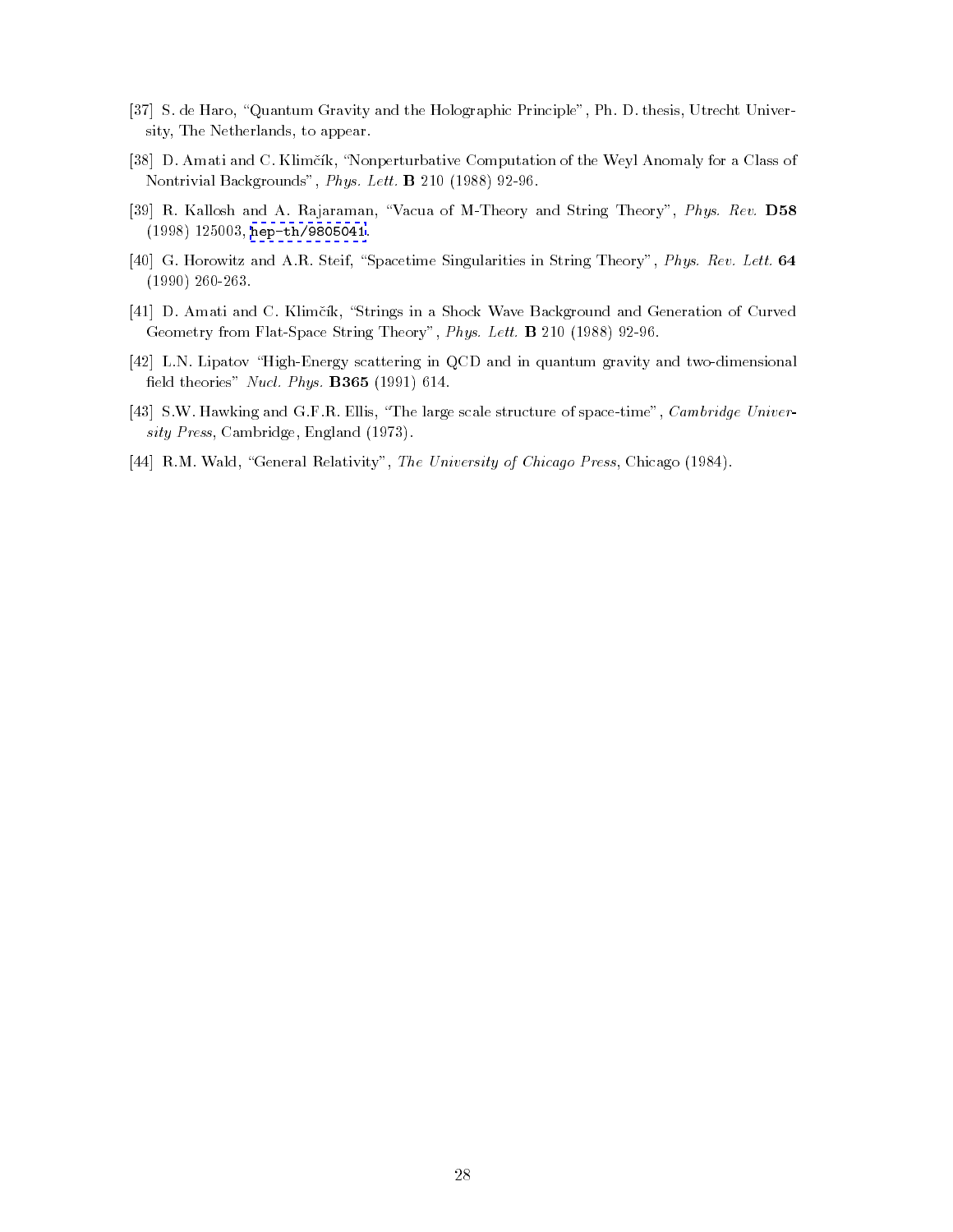[37] S. de Haro, "Quantum Gravity and the Holographic Principle", Ph. D. thesis, Utrecht University, The Netherlands, to appear.

[38] D. Amati and C. Klimčík, "Nonperturbative Computation of the Weyl Anomaly for a Class of Nontrivial Backgrounds", *Phys. Lett.* **B** 210 (1988) 92-96.

[39] R. Kallosh and A. Rajaraman, "Vacua of M-Theory and String Theory", *Phys. Rev.* **D58** (1998) 125003, hep-th/9805041.

[40] G. Horowitz and A.R. Steif, "Spacetime Singularities in String Theory", *Phys. Rev. Lett.* **64** (1990) 260-263.

[41] D. Amati and C. Klimčík, "Strings in a Shock Wave Background and Generation of Curved Geometry from Flat-Space String Theory", *Phys. Lett.* **B** 210 (1988) 92-96.

[42] L.N. Lipatov "High-Energy scattering in QCD and in quantum gravity and two-dimensional field theories" *Nucl. Phys.* **B365** (1991) 614.

[43] S.W. Hawking and G.F.R. Ellis, "The large scale structure of space-time", *Cambridge University Press*, Cambridge, England (1973).

[44] R.M. Wald, "General Relativity", *The University of Chicago Press*, Chicago (1984).